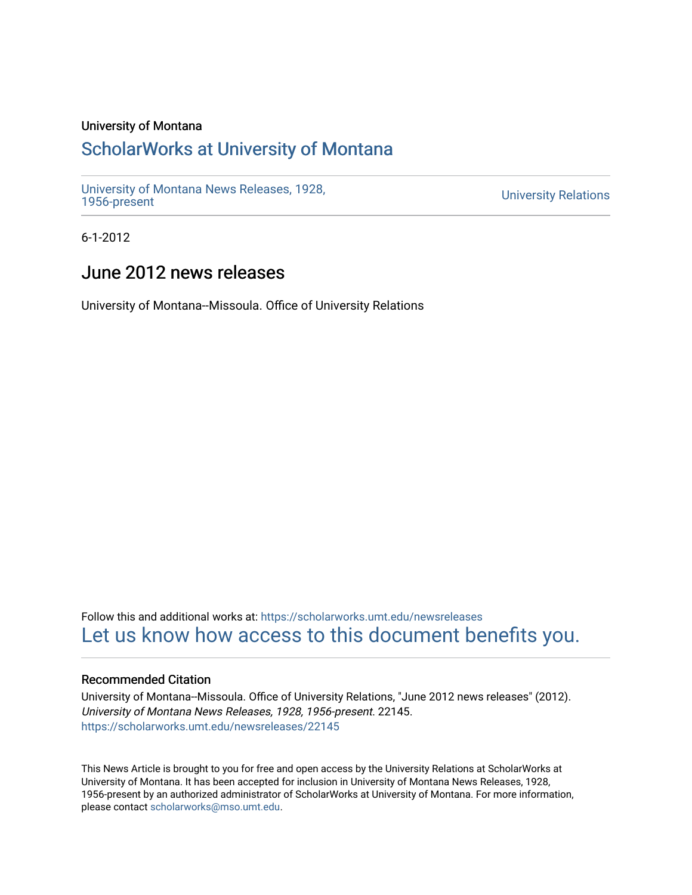University of Montana

# ScholarWorks at University of Montana

University of Montana News Releases, 1928, 1956-present

University Relations

6-1-2012

## June 2012 news releases

University of Montana--Missoula. Office of University Relations

Follow this and additional works at: https://scholarworks.umt.edu/newsreleases

Let us know how access to this document benefits you.

### Recommended Citation

University of Montana--Missoula. Office of University Relations, "June 2012 news releases" (2012). *University of Montana News Releases, 1928, 1956-present*. 22145.
https://scholarworks.umt.edu/newsreleases/22145

This News Article is brought to you for free and open access by the University Relations at ScholarWorks at University of Montana. It has been accepted for inclusion in University of Montana News Releases, 1928, 1956-present by an authorized administrator of ScholarWorks at University of Montana. For more information, please contact scholarworks@mso.umt.edu.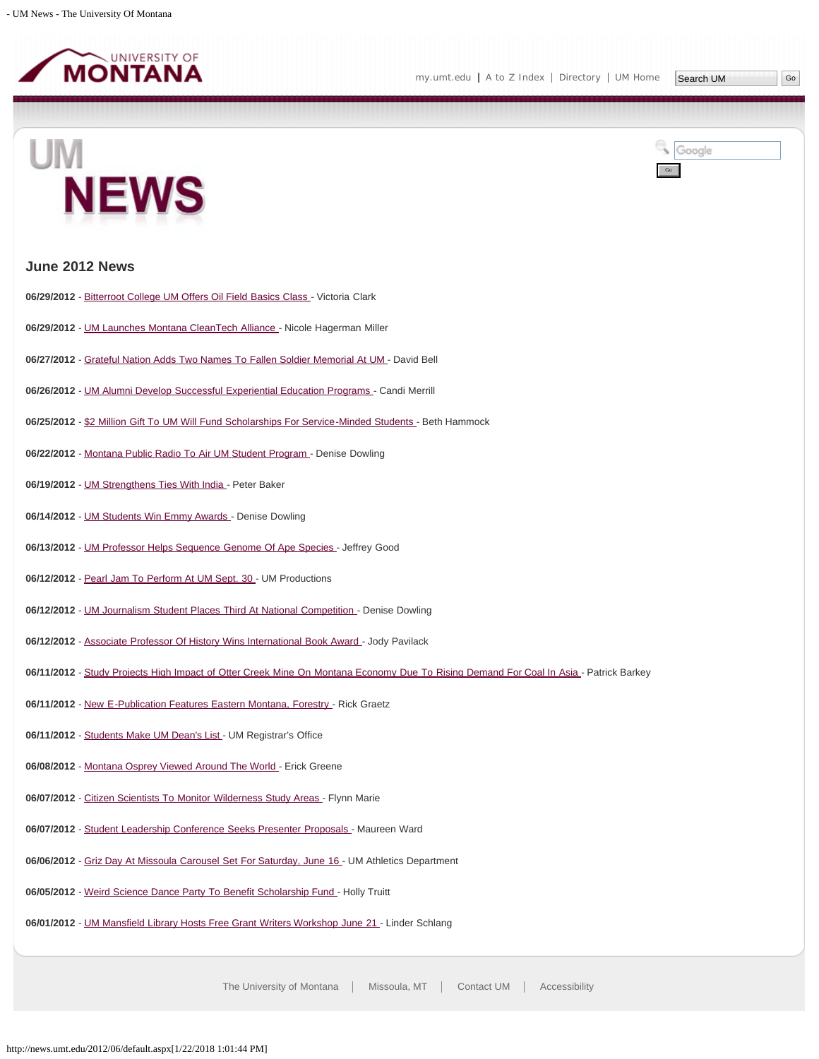## June 2012 News

**06/29/2012** - Bitterroot College UM Offers Oil Field Basics Class - Victoria Clark

**06/29/2012** - UM Launches Montana CleanTech Alliance - Nicole Hagerman Miller

**06/27/2012** - Grateful Nation Adds Two Names To Fallen Soldier Memorial At UM - David Bell

**06/26/2012** - UM Alumni Develop Successful Experiential Education Programs - Candi Merrill

**06/25/2012** - $2 Million Gift To UM Will Fund Scholarships For Service-Minded Students - Beth Hammock

**06/22/2012** - Montana Public Radio To Air UM Student Program - Denise Dowling

**06/19/2012** - UM Strengthens Ties With India - Peter Baker

**06/14/2012** - UM Students Win Emmy Awards - Denise Dowling

**06/13/2012** - UM Professor Helps Sequence Genome Of Ape Species - Jeffrey Good

**06/12/2012** - Pearl Jam To Perform At UM Sept. 30 - UM Productions

**06/12/2012** - UM Journalism Student Places Third At National Competition - Denise Dowling

**06/12/2012** - Associate Professor Of History Wins International Book Award - Jody Pavilack

**06/11/2012** - Study Projects High Impact of Otter Creek Mine On Montana Economy Due To Rising Demand For Coal In Asia - Patrick Barkey

**06/11/2012** - New E-Publication Features Eastern Montana, Forestry - Rick Graetz

**06/11/2012** - Students Make UM Dean's List - UM Registrar's Office

**06/08/2012** - Montana Osprey Viewed Around The World - Erick Greene

**06/07/2012** - Citizen Scientists To Monitor Wilderness Study Areas - Flynn Marie

**06/07/2012** - Student Leadership Conference Seeks Presenter Proposals - Maureen Ward

**06/06/2012** - Griz Day At Missoula Carousel Set For Saturday, June 16 - UM Athletics Department

**06/05/2012** - Weird Science Dance Party To Benefit Scholarship Fund - Holly Truitt

**06/01/2012** - UM Mansfield Library Hosts Free Grant Writers Workshop June 21 - Linder Schlang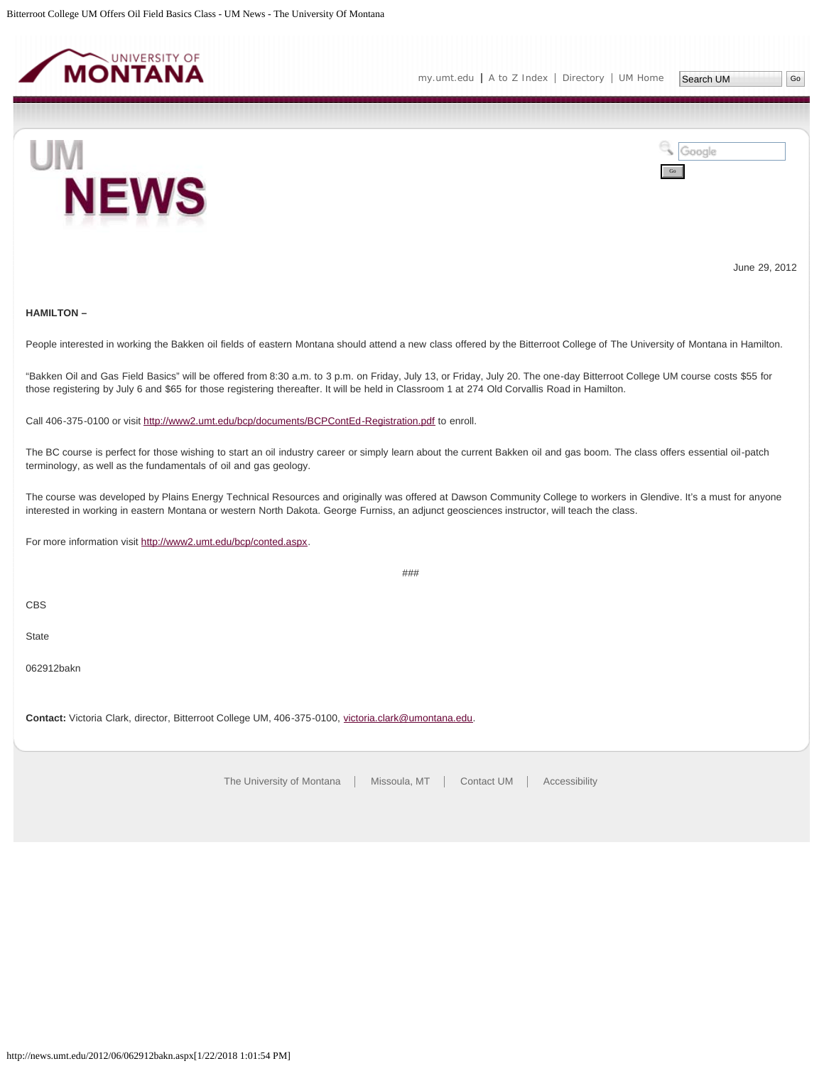June 29, 2012

**HAMILTON –**

People interested in working the Bakken oil fields of eastern Montana should attend a new class offered by the Bitterroot College of The University of Montana in Hamilton.

“Bakken Oil and Gas Field Basics” will be offered from 8:30 a.m. to 3 p.m. on Friday, July 13, or Friday, July 20. The one-day Bitterroot College UM course costs $55 for those registering by July 6 and $65 for those registering thereafter. It will be held in Classroom 1 at 274 Old Corvallis Road in Hamilton.

Call 406-375-0100 or visit http://www2.umt.edu/bcp/documents/BCPContEd-Registration.pdf to enroll.

The BC course is perfect for those wishing to start an oil industry career or simply learn about the current Bakken oil and gas boom. The class offers essential oil-patch terminology, as well as the fundamentals of oil and gas geology.

The course was developed by Plains Energy Technical Resources and originally was offered at Dawson Community College to workers in Glendive. It’s a must for anyone interested in working in eastern Montana or western North Dakota. George Furniss, an adjunct geosciences instructor, will teach the class.

For more information visit http://www2.umt.edu/bcp/conted.aspx.

###

CBS

State

062912bakn

**Contact:** Victoria Clark, director, Bitterroot College UM, 406-375-0100, victoria.clark@umontana.edu.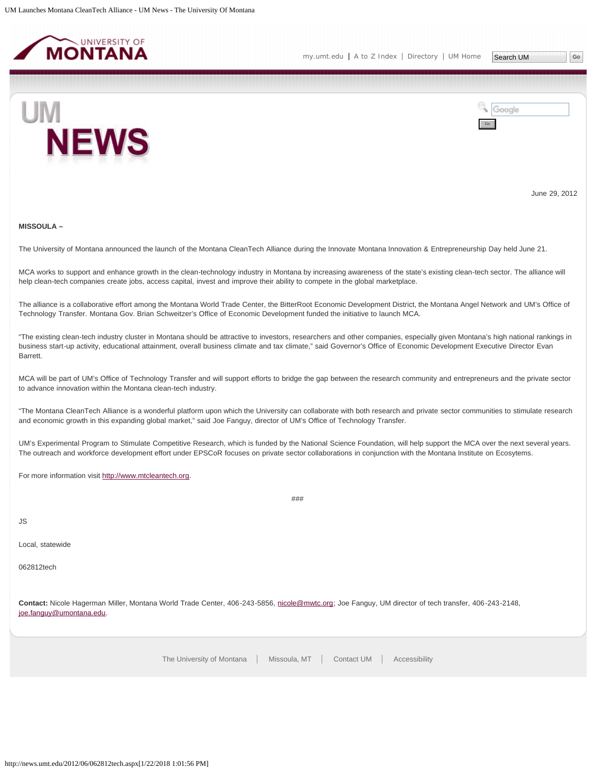June 29, 2012

**MISSOULA –**

The University of Montana announced the launch of the Montana CleanTech Alliance during the Innovate Montana Innovation & Entrepreneurship Day held June 21.

MCA works to support and enhance growth in the clean-technology industry in Montana by increasing awareness of the state's existing clean-tech sector. The alliance will help clean-tech companies create jobs, access capital, invest and improve their ability to compete in the global marketplace.

The alliance is a collaborative effort among the Montana World Trade Center, the BitterRoot Economic Development District, the Montana Angel Network and UM's Office of Technology Transfer. Montana Gov. Brian Schweitzer's Office of Economic Development funded the initiative to launch MCA.

"The existing clean-tech industry cluster in Montana should be attractive to investors, researchers and other companies, especially given Montana's high national rankings in business start-up activity, educational attainment, overall business climate and tax climate," said Governor's Office of Economic Development Executive Director Evan Barrett.

MCA will be part of UM's Office of Technology Transfer and will support efforts to bridge the gap between the research community and entrepreneurs and the private sector to advance innovation within the Montana clean-tech industry.

"The Montana CleanTech Alliance is a wonderful platform upon which the University can collaborate with both research and private sector communities to stimulate research and economic growth in this expanding global market," said Joe Fanguy, director of UM's Office of Technology Transfer.

UM's Experimental Program to Stimulate Competitive Research, which is funded by the National Science Foundation, will help support the MCA over the next several years. The outreach and workforce development effort under EPSCoR focuses on private sector collaborations in conjunction with the Montana Institute on Ecosytems.

For more information visit http://www.mtcleantech.org.

###

JS

Local, statewide

062812tech

**Contact:** Nicole Hagerman Miller, Montana World Trade Center, 406-243-5856, nicole@mwtc.org; Joe Fanguy, UM director of tech transfer, 406-243-2148, joe.fanguy@umontana.edu.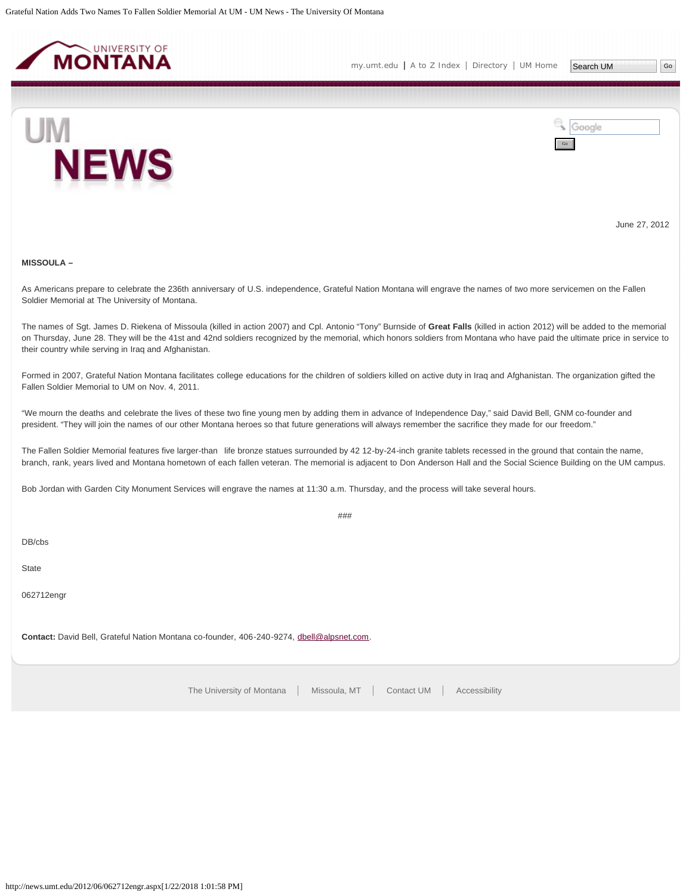June 27, 2012

**MISSOULA –**

As Americans prepare to celebrate the 236th anniversary of U.S. independence, Grateful Nation Montana will engrave the names of two more servicemen on the Fallen Soldier Memorial at The University of Montana.

The names of Sgt. James D. Riekena of Missoula (killed in action 2007) and Cpl. Antonio "Tony" Burnside of **Great Falls** (killed in action 2012) will be added to the memorial on Thursday, June 28. They will be the 41st and 42nd soldiers recognized by the memorial, which honors soldiers from Montana who have paid the ultimate price in service to their country while serving in Iraq and Afghanistan.

Formed in 2007, Grateful Nation Montana facilitates college educations for the children of soldiers killed on active duty in Iraq and Afghanistan. The organization gifted the Fallen Soldier Memorial to UM on Nov. 4, 2011.

"We mourn the deaths and celebrate the lives of these two fine young men by adding them in advance of Independence Day," said David Bell, GNM co-founder and president. "They will join the names of our other Montana heroes so that future generations will always remember the sacrifice they made for our freedom."

The Fallen Soldier Memorial features five larger-than life bronze statues surrounded by 42 12-by-24-inch granite tablets recessed in the ground that contain the name, branch, rank, years lived and Montana hometown of each fallen veteran. The memorial is adjacent to Don Anderson Hall and the Social Science Building on the UM campus.

Bob Jordan with Garden City Monument Services will engrave the names at 11:30 a.m. Thursday, and the process will take several hours.

###

DB/cbs

State

062712engr

**Contact:** David Bell, Grateful Nation Montana co-founder, 406-240-9274, dbell@alpsnet.com.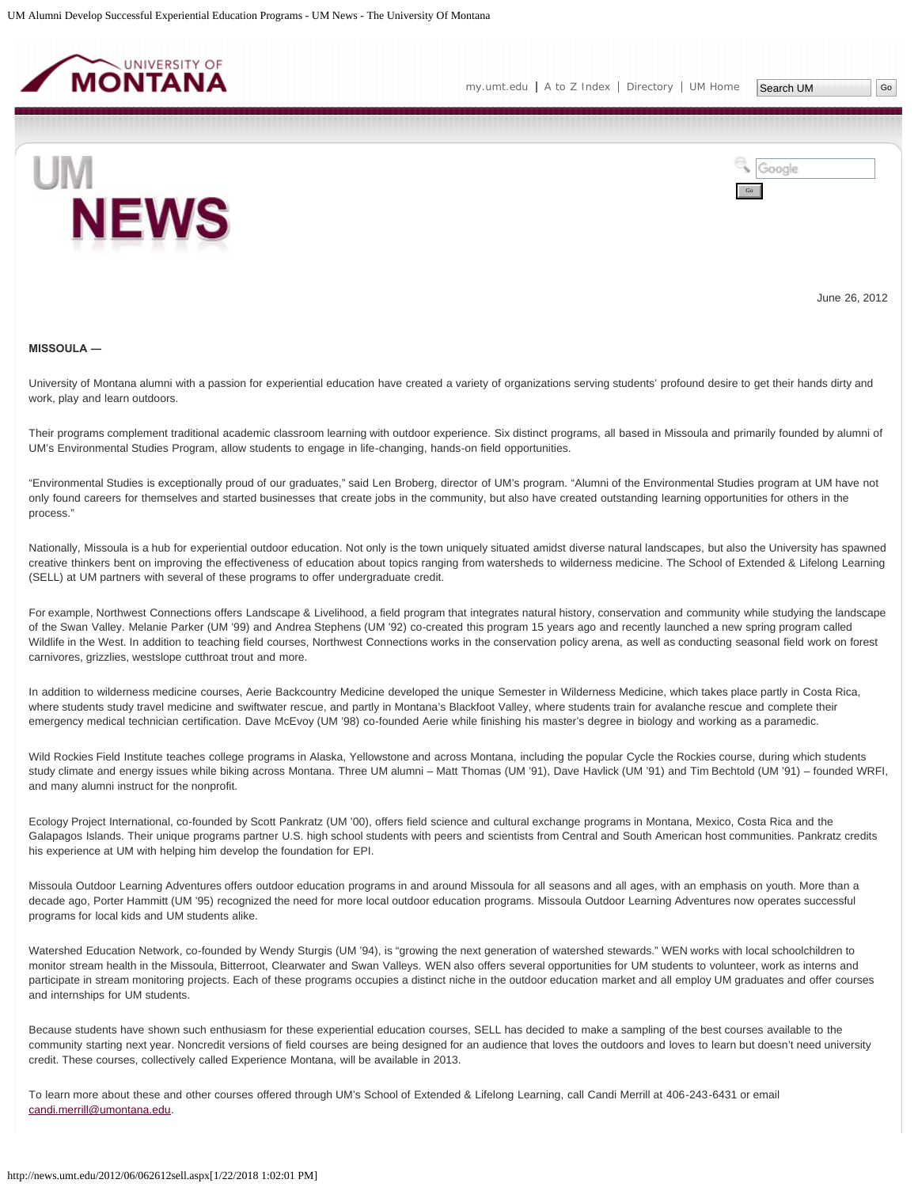June 26, 2012

**MISSOULA —**

University of Montana alumni with a passion for experiential education have created a variety of organizations serving students' profound desire to get their hands dirty and work, play and learn outdoors.

Their programs complement traditional academic classroom learning with outdoor experience. Six distinct programs, all based in Missoula and primarily founded by alumni of UM's Environmental Studies Program, allow students to engage in life-changing, hands-on field opportunities.

"Environmental Studies is exceptionally proud of our graduates," said Len Broberg, director of UM's program. "Alumni of the Environmental Studies program at UM have not only found careers for themselves and started businesses that create jobs in the community, but also have created outstanding learning opportunities for others in the process."

Nationally, Missoula is a hub for experiential outdoor education. Not only is the town uniquely situated amidst diverse natural landscapes, but also the University has spawned creative thinkers bent on improving the effectiveness of education about topics ranging from watersheds to wilderness medicine. The School of Extended & Lifelong Learning (SELL) at UM partners with several of these programs to offer undergraduate credit.

For example, Northwest Connections offers Landscape & Livelihood, a field program that integrates natural history, conservation and community while studying the landscape of the Swan Valley. Melanie Parker (UM '99) and Andrea Stephens (UM '92) co-created this program 15 years ago and recently launched a new spring program called Wildlife in the West. In addition to teaching field courses, Northwest Connections works in the conservation policy arena, as well as conducting seasonal field work on forest carnivores, grizzlies, westslope cutthroat trout and more.

In addition to wilderness medicine courses, Aerie Backcountry Medicine developed the unique Semester in Wilderness Medicine, which takes place partly in Costa Rica, where students study travel medicine and swiftwater rescue, and partly in Montana's Blackfoot Valley, where students train for avalanche rescue and complete their emergency medical technician certification. Dave McEvoy (UM '98) co-founded Aerie while finishing his master's degree in biology and working as a paramedic.

Wild Rockies Field Institute teaches college programs in Alaska, Yellowstone and across Montana, including the popular Cycle the Rockies course, during which students study climate and energy issues while biking across Montana. Three UM alumni – Matt Thomas (UM '91), Dave Havlick (UM '91) and Tim Bechtold (UM '91) – founded WRFI, and many alumni instruct for the nonprofit.

Ecology Project International, co-founded by Scott Pankratz (UM '00), offers field science and cultural exchange programs in Montana, Mexico, Costa Rica and the Galapagos Islands. Their unique programs partner U.S. high school students with peers and scientists from Central and South American host communities. Pankratz credits his experience at UM with helping him develop the foundation for EPI.

Missoula Outdoor Learning Adventures offers outdoor education programs in and around Missoula for all seasons and all ages, with an emphasis on youth. More than a decade ago, Porter Hammitt (UM '95) recognized the need for more local outdoor education programs. Missoula Outdoor Learning Adventures now operates successful programs for local kids and UM students alike.

Watershed Education Network, co-founded by Wendy Sturgis (UM '94), is "growing the next generation of watershed stewards." WEN works with local schoolchildren to monitor stream health in the Missoula, Bitterroot, Clearwater and Swan Valleys. WEN also offers several opportunities for UM students to volunteer, work as interns and participate in stream monitoring projects. Each of these programs occupies a distinct niche in the outdoor education market and all employ UM graduates and offer courses and internships for UM students.

Because students have shown such enthusiasm for these experiential education courses, SELL has decided to make a sampling of the best courses available to the community starting next year. Noncredit versions of field courses are being designed for an audience that loves the outdoors and loves to learn but doesn't need university credit. These courses, collectively called Experience Montana, will be available in 2013.

To learn more about these and other courses offered through UM's School of Extended & Lifelong Learning, call Candi Merrill at 406-243-6431 or email candi.merrill@umontana.edu.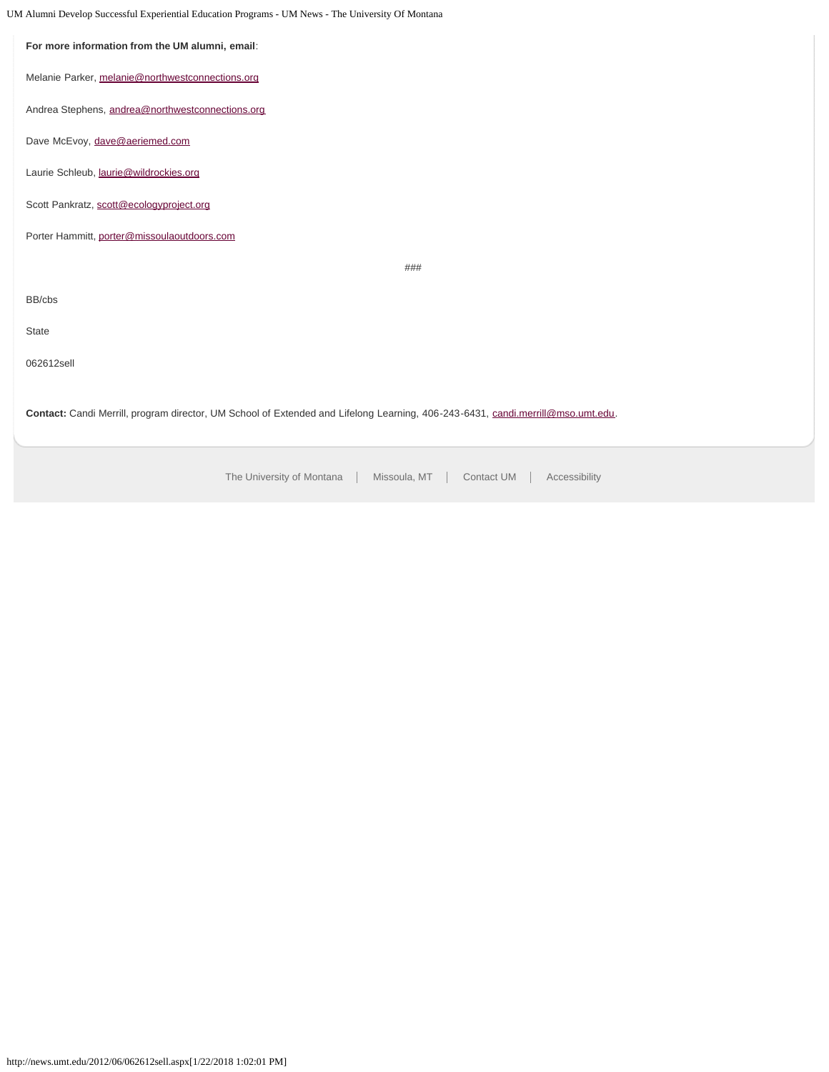**For more information from the UM alumni, email**:

Melanie Parker, melanie@northwestconnections.org

Andrea Stephens, andrea@northwestconnections.org

Dave McEvoy, dave@aeriemed.com

Laurie Schleub, laurie@wildrockies.org

Scott Pankratz, scott@ecologyproject.org

Porter Hammitt, porter@missoulaoutdoors.com

###

BB/cbs

State

062612sell

**Contact:** Candi Merrill, program director, UM School of Extended and Lifelong Learning, 406-243-6431, candi.merrill@mso.umt.edu.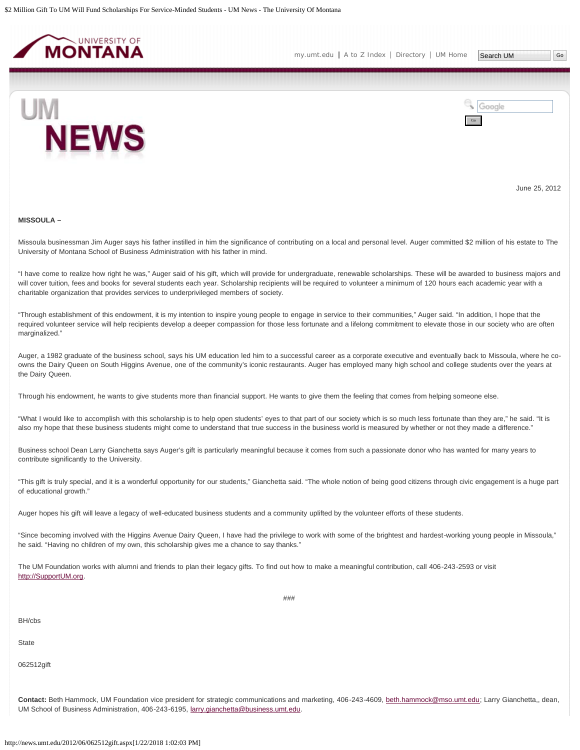June 25, 2012

**MISSOULA –**

Missoula businessman Jim Auger says his father instilled in him the significance of contributing on a local and personal level. Auger committed $2 million of his estate to The University of Montana School of Business Administration with his father in mind.

"I have come to realize how right he was," Auger said of his gift, which will provide for undergraduate, renewable scholarships. These will be awarded to business majors and will cover tuition, fees and books for several students each year. Scholarship recipients will be required to volunteer a minimum of 120 hours each academic year with a charitable organization that provides services to underprivileged members of society.

"Through establishment of this endowment, it is my intention to inspire young people to engage in service to their communities," Auger said. "In addition, I hope that the required volunteer service will help recipients develop a deeper compassion for those less fortunate and a lifelong commitment to elevate those in our society who are often marginalized."

Auger, a 1982 graduate of the business school, says his UM education led him to a successful career as a corporate executive and eventually back to Missoula, where he co-owns the Dairy Queen on South Higgins Avenue, one of the community's iconic restaurants. Auger has employed many high school and college students over the years at the Dairy Queen.

Through his endowment, he wants to give students more than financial support. He wants to give them the feeling that comes from helping someone else.

"What I would like to accomplish with this scholarship is to help open students' eyes to that part of our society which is so much less fortunate than they are," he said. "It is also my hope that these business students might come to understand that true success in the business world is measured by whether or not they made a difference."

Business school Dean Larry Gianchetta says Auger's gift is particularly meaningful because it comes from such a passionate donor who has wanted for many years to contribute significantly to the University.

"This gift is truly special, and it is a wonderful opportunity for our students," Gianchetta said. "The whole notion of being good citizens through civic engagement is a huge part of educational growth."

Auger hopes his gift will leave a legacy of well-educated business students and a community uplifted by the volunteer efforts of these students.

"Since becoming involved with the Higgins Avenue Dairy Queen, I have had the privilege to work with some of the brightest and hardest-working young people in Missoula," he said. "Having no children of my own, this scholarship gives me a chance to say thanks."

The UM Foundation works with alumni and friends to plan their legacy gifts. To find out how to make a meaningful contribution, call 406-243-2593 or visit http://SupportUM.org.

###

BH/cbs

State

062512gift

**Contact:** Beth Hammock, UM Foundation vice president for strategic communications and marketing, 406-243-4609, beth.hammock@mso.umt.edu; Larry Gianchetta,, dean, UM School of Business Administration, 406-243-6195, larry.gianchetta@business.umt.edu.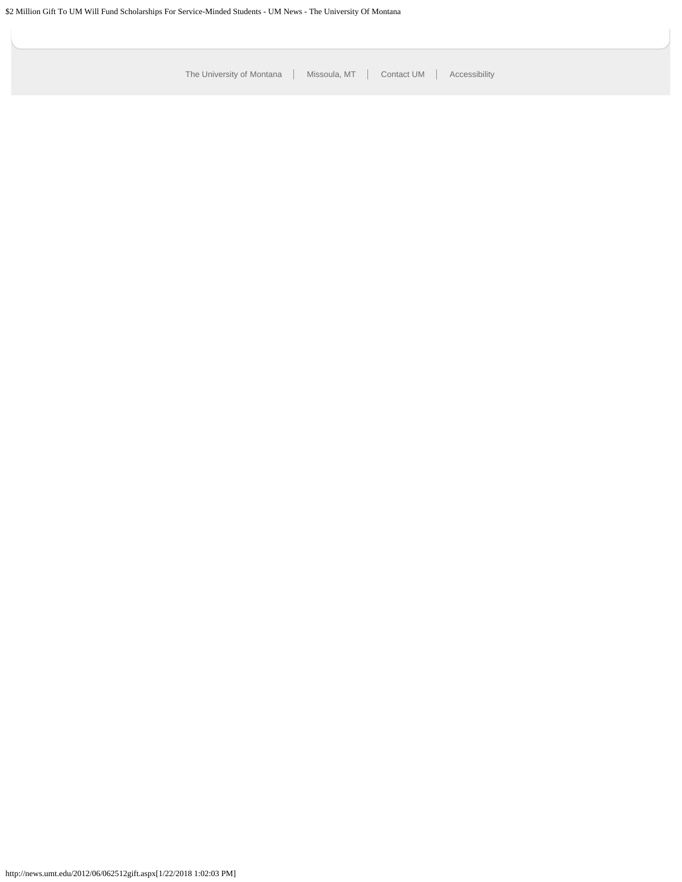The University of Montana | Missoula, MT | Contact UM | Accessibility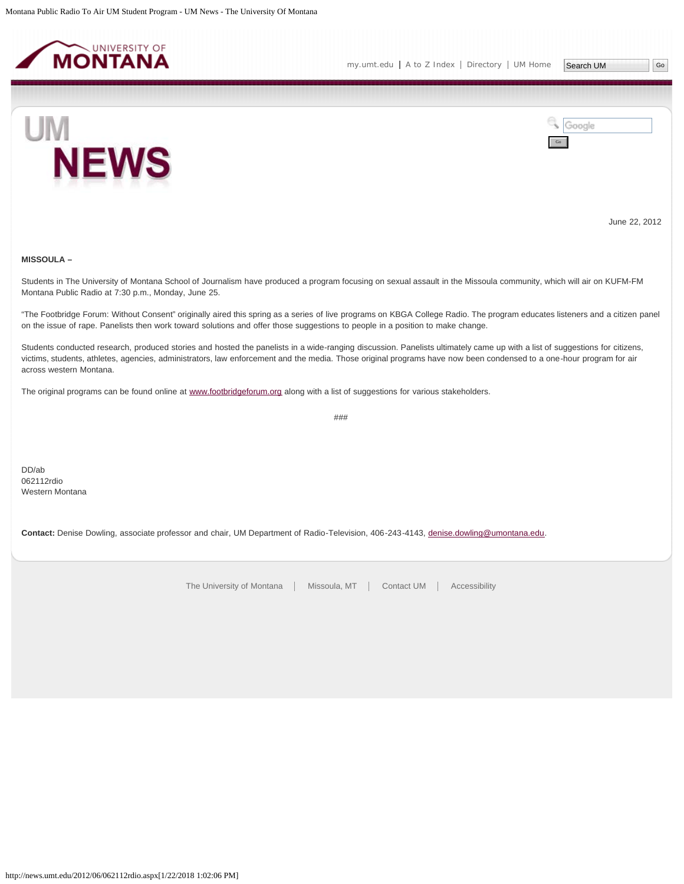June 22, 2012

**MISSOULA –**

Students in The University of Montana School of Journalism have produced a program focusing on sexual assault in the Missoula community, which will air on KUFM-FM Montana Public Radio at 7:30 p.m., Monday, June 25.

"The Footbridge Forum: Without Consent" originally aired this spring as a series of live programs on KBGA College Radio. The program educates listeners and a citizen panel on the issue of rape. Panelists then work toward solutions and offer those suggestions to people in a position to make change.

Students conducted research, produced stories and hosted the panelists in a wide-ranging discussion. Panelists ultimately came up with a list of suggestions for citizens, victims, students, athletes, agencies, administrators, law enforcement and the media. Those original programs have now been condensed to a one-hour program for air across western Montana.

The original programs can be found online at www.footbridgeforum.org along with a list of suggestions for various stakeholders.

###

DD/ab
062112rdio
Western Montana

**Contact:** Denise Dowling, associate professor and chair, UM Department of Radio-Television, 406-243-4143, denise.dowling@umontana.edu.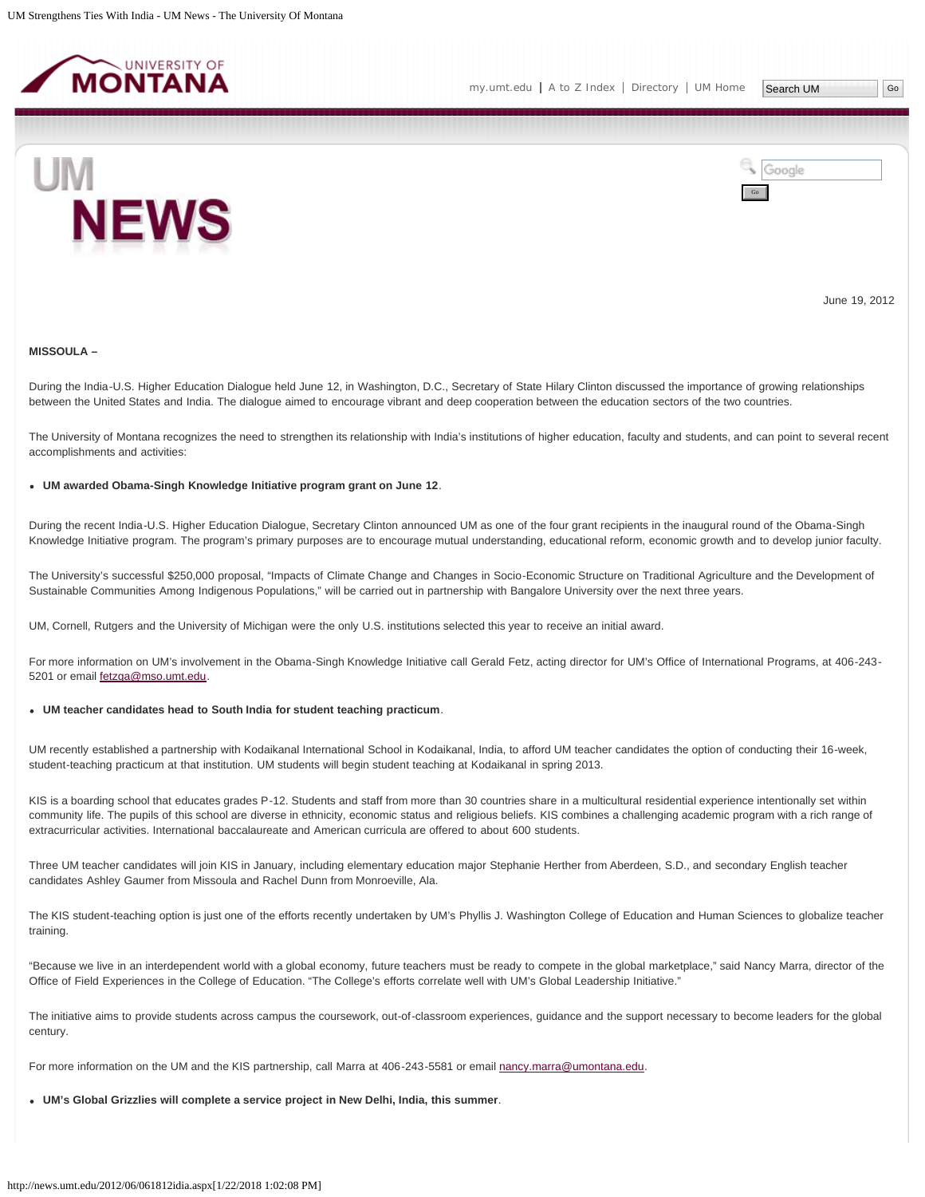June 19, 2012

**MISSOULA –**

During the India-U.S. Higher Education Dialogue held June 12, in Washington, D.C., Secretary of State Hilary Clinton discussed the importance of growing relationships between the United States and India. The dialogue aimed to encourage vibrant and deep cooperation between the education sectors of the two countries.

The University of Montana recognizes the need to strengthen its relationship with India's institutions of higher education, faculty and students, and can point to several recent accomplishments and activities:

- **UM awarded Obama-Singh Knowledge Initiative program grant on June 12**.

During the recent India-U.S. Higher Education Dialogue, Secretary Clinton announced UM as one of the four grant recipients in the inaugural round of the Obama-Singh Knowledge Initiative program. The program's primary purposes are to encourage mutual understanding, educational reform, economic growth and to develop junior faculty.

The University's successful $250,000 proposal, "Impacts of Climate Change and Changes in Socio-Economic Structure on Traditional Agriculture and the Development of Sustainable Communities Among Indigenous Populations," will be carried out in partnership with Bangalore University over the next three years.

UM, Cornell, Rutgers and the University of Michigan were the only U.S. institutions selected this year to receive an initial award.

For more information on UM's involvement in the Obama-Singh Knowledge Initiative call Gerald Fetz, acting director for UM's Office of International Programs, at 406-243-5201 or email fetzga@mso.umt.edu.

- **UM teacher candidates head to South India for student teaching practicum**.

UM recently established a partnership with Kodaikanal International School in Kodaikanal, India, to afford UM teacher candidates the option of conducting their 16-week, student-teaching practicum at that institution. UM students will begin student teaching at Kodaikanal in spring 2013.

KIS is a boarding school that educates grades P-12. Students and staff from more than 30 countries share in a multicultural residential experience intentionally set within community life. The pupils of this school are diverse in ethnicity, economic status and religious beliefs. KIS combines a challenging academic program with a rich range of extracurricular activities. International baccalaureate and American curricula are offered to about 600 students.

Three UM teacher candidates will join KIS in January, including elementary education major Stephanie Herther from Aberdeen, S.D., and secondary English teacher candidates Ashley Gaumer from Missoula and Rachel Dunn from Monroeville, Ala.

The KIS student-teaching option is just one of the efforts recently undertaken by UM's Phyllis J. Washington College of Education and Human Sciences to globalize teacher training.

"Because we live in an interdependent world with a global economy, future teachers must be ready to compete in the global marketplace," said Nancy Marra, director of the Office of Field Experiences in the College of Education. "The College's efforts correlate well with UM's Global Leadership Initiative."

The initiative aims to provide students across campus the coursework, out-of-classroom experiences, guidance and the support necessary to become leaders for the global century.

For more information on the UM and the KIS partnership, call Marra at 406-243-5581 or email nancy.marra@umontana.edu.

- **UM's Global Grizzlies will complete a service project in New Delhi, India, this summer**.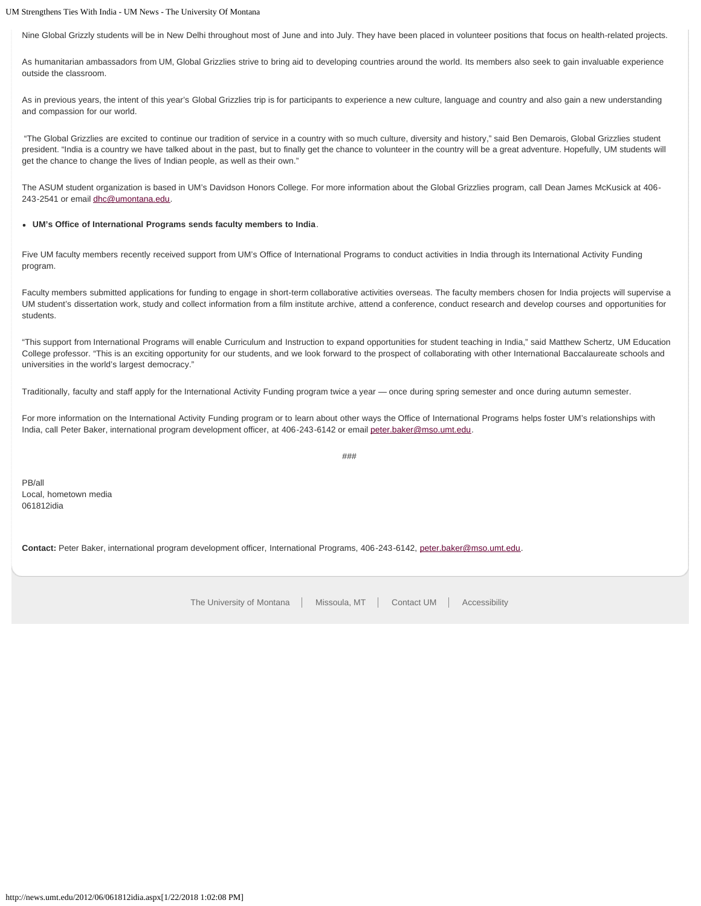Nine Global Grizzly students will be in New Delhi throughout most of June and into July. They have been placed in volunteer positions that focus on health-related projects.

As humanitarian ambassadors from UM, Global Grizzlies strive to bring aid to developing countries around the world. Its members also seek to gain invaluable experience outside the classroom.

As in previous years, the intent of this year's Global Grizzlies trip is for participants to experience a new culture, language and country and also gain a new understanding and compassion for our world.

"The Global Grizzlies are excited to continue our tradition of service in a country with so much culture, diversity and history," said Ben Demarois, Global Grizzlies student president. "India is a country we have talked about in the past, but to finally get the chance to volunteer in the country will be a great adventure. Hopefully, UM students will get the chance to change the lives of Indian people, as well as their own."

The ASUM student organization is based in UM's Davidson Honors College. For more information about the Global Grizzlies program, call Dean James McKusick at 406-243-2541 or email dhc@umontana.edu.

- **UM's Office of International Programs sends faculty members to India**.

Five UM faculty members recently received support from UM's Office of International Programs to conduct activities in India through its International Activity Funding program.

Faculty members submitted applications for funding to engage in short-term collaborative activities overseas. The faculty members chosen for India projects will supervise a UM student's dissertation work, study and collect information from a film institute archive, attend a conference, conduct research and develop courses and opportunities for students.

"This support from International Programs will enable Curriculum and Instruction to expand opportunities for student teaching in India," said Matthew Schertz, UM Education College professor. "This is an exciting opportunity for our students, and we look forward to the prospect of collaborating with other International Baccalaureate schools and universities in the world's largest democracy."

Traditionally, faculty and staff apply for the International Activity Funding program twice a year — once during spring semester and once during autumn semester.

For more information on the International Activity Funding program or to learn about other ways the Office of International Programs helps foster UM's relationships with India, call Peter Baker, international program development officer, at 406-243-6142 or email peter.baker@mso.umt.edu.

###

PB/all
Local, hometown media
061812idia

**Contact:** Peter Baker, international program development officer, International Programs, 406-243-6142, peter.baker@mso.umt.edu.

The University of Montana | Missoula, MT | Contact UM | Accessibility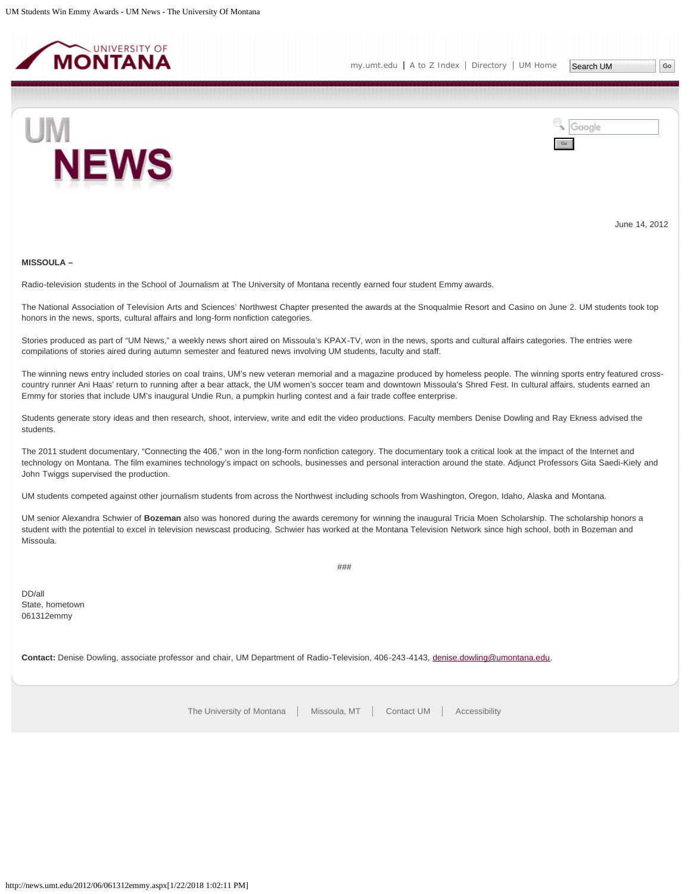June 14, 2012

**MISSOULA –**

Radio-television students in the School of Journalism at The University of Montana recently earned four student Emmy awards.

The National Association of Television Arts and Sciences' Northwest Chapter presented the awards at the Snoqualmie Resort and Casino on June 2. UM students took top honors in the news, sports, cultural affairs and long-form nonfiction categories.

Stories produced as part of "UM News," a weekly news short aired on Missoula's KPAX-TV, won in the news, sports and cultural affairs categories. The entries were compilations of stories aired during autumn semester and featured news involving UM students, faculty and staff.

The winning news entry included stories on coal trains, UM's new veteran memorial and a magazine produced by homeless people. The winning sports entry featured cross-country runner Ani Haas' return to running after a bear attack, the UM women's soccer team and downtown Missoula's Shred Fest. In cultural affairs, students earned an Emmy for stories that include UM's inaugural Undie Run, a pumpkin hurling contest and a fair trade coffee enterprise.

Students generate story ideas and then research, shoot, interview, write and edit the video productions. Faculty members Denise Dowling and Ray Ekness advised the students.

The 2011 student documentary, "Connecting the 406," won in the long-form nonfiction category. The documentary took a critical look at the impact of the Internet and technology on Montana. The film examines technology's impact on schools, businesses and personal interaction around the state. Adjunct Professors Gita Saedi-Kiely and John Twiggs supervised the production.

UM students competed against other journalism students from across the Northwest including schools from Washington, Oregon, Idaho, Alaska and Montana.

UM senior Alexandra Schwier of **Bozeman** also was honored during the awards ceremony for winning the inaugural Tricia Moen Scholarship. The scholarship honors a student with the potential to excel in television newscast producing. Schwier has worked at the Montana Television Network since high school, both in Bozeman and Missoula.

###

DD/all
State, hometown
061312emmy

**Contact:** Denise Dowling, associate professor and chair, UM Department of Radio-Television, 406-243-4143, denise.dowling@umontana.edu.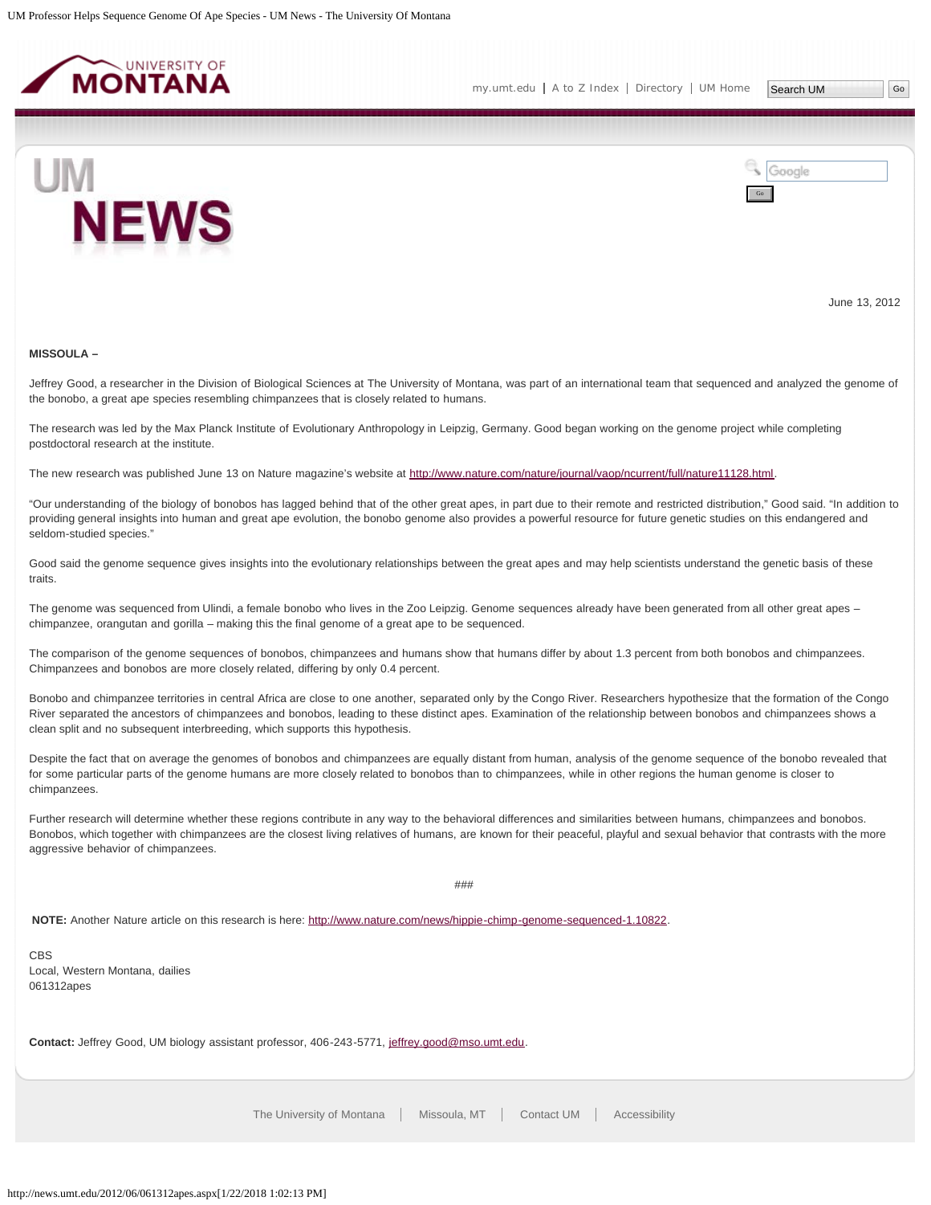June 13, 2012

**MISSOULA –**

Jeffrey Good, a researcher in the Division of Biological Sciences at The University of Montana, was part of an international team that sequenced and analyzed the genome of the bonobo, a great ape species resembling chimpanzees that is closely related to humans.

The research was led by the Max Planck Institute of Evolutionary Anthropology in Leipzig, Germany. Good began working on the genome project while completing postdoctoral research at the institute.

The new research was published June 13 on Nature magazine's website at http://www.nature.com/nature/journal/vaop/ncurrent/full/nature11128.html.

"Our understanding of the biology of bonobos has lagged behind that of the other great apes, in part due to their remote and restricted distribution," Good said. "In addition to providing general insights into human and great ape evolution, the bonobo genome also provides a powerful resource for future genetic studies on this endangered and seldom-studied species."

Good said the genome sequence gives insights into the evolutionary relationships between the great apes and may help scientists understand the genetic basis of these traits.

The genome was sequenced from Ulindi, a female bonobo who lives in the Zoo Leipzig. Genome sequences already have been generated from all other great apes – chimpanzee, orangutan and gorilla – making this the final genome of a great ape to be sequenced.

The comparison of the genome sequences of bonobos, chimpanzees and humans show that humans differ by about 1.3 percent from both bonobos and chimpanzees. Chimpanzees and bonobos are more closely related, differing by only 0.4 percent.

Bonobo and chimpanzee territories in central Africa are close to one another, separated only by the Congo River. Researchers hypothesize that the formation of the Congo River separated the ancestors of chimpanzees and bonobos, leading to these distinct apes. Examination of the relationship between bonobos and chimpanzees shows a clean split and no subsequent interbreeding, which supports this hypothesis.

Despite the fact that on average the genomes of bonobos and chimpanzees are equally distant from human, analysis of the genome sequence of the bonobo revealed that for some particular parts of the genome humans are more closely related to bonobos than to chimpanzees, while in other regions the human genome is closer to chimpanzees.

Further research will determine whether these regions contribute in any way to the behavioral differences and similarities between humans, chimpanzees and bonobos. Bonobos, which together with chimpanzees are the closest living relatives of humans, are known for their peaceful, playful and sexual behavior that contrasts with the more aggressive behavior of chimpanzees.

###

**NOTE:** Another Nature article on this research is here: http://www.nature.com/news/hippie-chimp-genome-sequenced-1.10822.

CBS
Local, Western Montana, dailies
061312apes

**Contact:** Jeffrey Good, UM biology assistant professor, 406-243-5771, jeffrey.good@mso.umt.edu.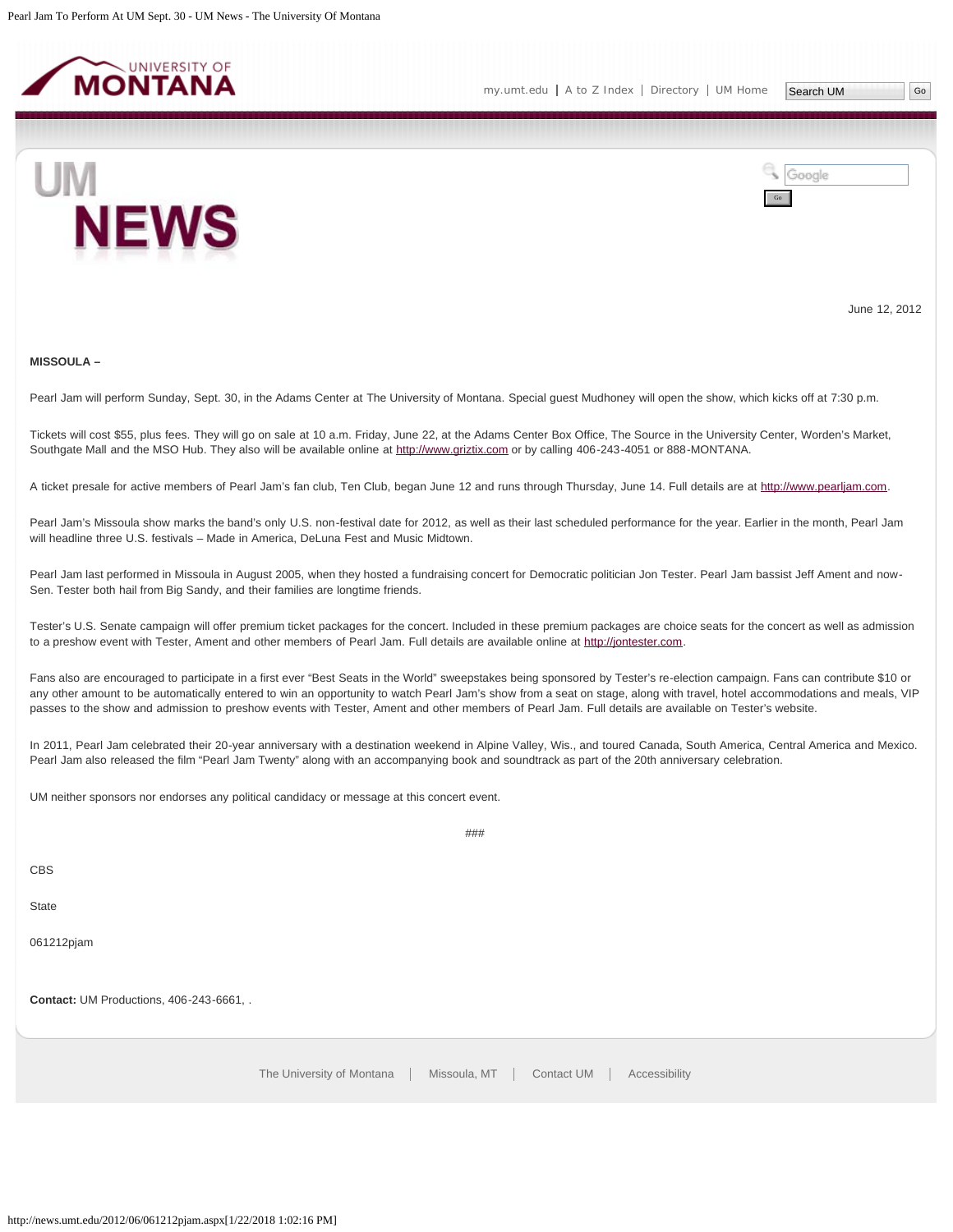June 12, 2012

**MISSOULA –**

Pearl Jam will perform Sunday, Sept. 30, in the Adams Center at The University of Montana. Special guest Mudhoney will open the show, which kicks off at 7:30 p.m.

Tickets will cost $55, plus fees. They will go on sale at 10 a.m. Friday, June 22, at the Adams Center Box Office, The Source in the University Center, Worden's Market, Southgate Mall and the MSO Hub. They also will be available online at http://www.griztix.com or by calling 406-243-4051 or 888-MONTANA.

A ticket presale for active members of Pearl Jam's fan club, Ten Club, began June 12 and runs through Thursday, June 14. Full details are at http://www.pearljam.com.

Pearl Jam's Missoula show marks the band's only U.S. non-festival date for 2012, as well as their last scheduled performance for the year. Earlier in the month, Pearl Jam will headline three U.S. festivals – Made in America, DeLuna Fest and Music Midtown.

Pearl Jam last performed in Missoula in August 2005, when they hosted a fundraising concert for Democratic politician Jon Tester. Pearl Jam bassist Jeff Ament and now-Sen. Tester both hail from Big Sandy, and their families are longtime friends.

Tester's U.S. Senate campaign will offer premium ticket packages for the concert. Included in these premium packages are choice seats for the concert as well as admission to a preshow event with Tester, Ament and other members of Pearl Jam. Full details are available online at http://jontester.com.

Fans also are encouraged to participate in a first ever "Best Seats in the World" sweepstakes being sponsored by Tester's re-election campaign. Fans can contribute $10 or any other amount to be automatically entered to win an opportunity to watch Pearl Jam's show from a seat on stage, along with travel, hotel accommodations and meals, VIP passes to the show and admission to preshow events with Tester, Ament and other members of Pearl Jam. Full details are available on Tester's website.

In 2011, Pearl Jam celebrated their 20-year anniversary with a destination weekend in Alpine Valley, Wis., and toured Canada, South America, Central America and Mexico. Pearl Jam also released the film "Pearl Jam Twenty" along with an accompanying book and soundtrack as part of the 20th anniversary celebration.

UM neither sponsors nor endorses any political candidacy or message at this concert event.

###

CBS

State

061212pjam

**Contact:** UM Productions, 406-243-6661, .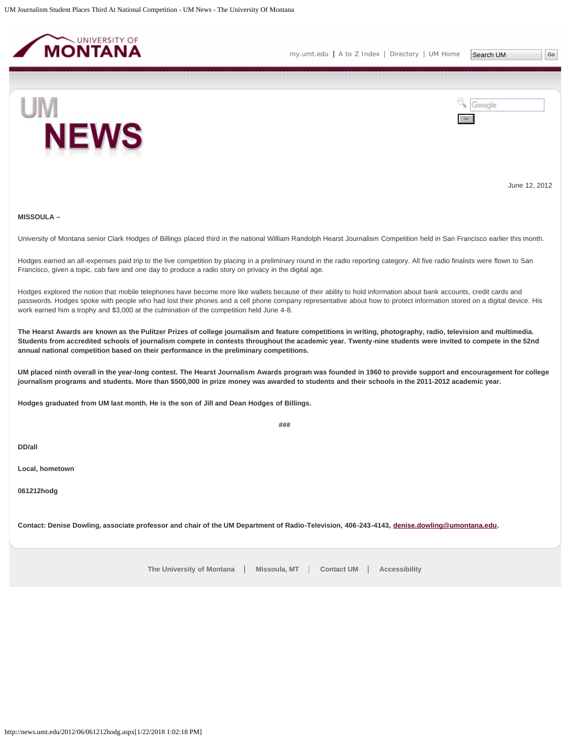June 12, 2012

**MISSOULA –**

University of Montana senior Clark Hodges of Billings placed third in the national William Randolph Hearst Journalism Competition held in San Francisco earlier this month.

Hodges earned an all-expenses paid trip to the live competition by placing in a preliminary round in the radio reporting category. All five radio finalists were flown to San Francisco, given a topic, cab fare and one day to produce a radio story on privacy in the digital age.

Hodges explored the notion that mobile telephones have become more like wallets because of their ability to hold information about bank accounts, credit cards and passwords. Hodges spoke with people who had lost their phones and a cell phone company representative about how to protect information stored on a digital device. His work earned him a trophy and $3,000 at the culmination of the competition held June 4-8.

**The Hearst Awards are known as the Pulitzer Prizes of college journalism and feature competitions in writing, photography, radio, television and multimedia. Students from accredited schools of journalism compete in contests throughout the academic year. Twenty-nine students were invited to compete in the 52nd annual national competition based on their performance in the preliminary competitions.**

**UM placed ninth overall in the year-long contest. The Hearst Journalism Awards program was founded in 1960 to provide support and encouragement for college journalism programs and students. More than $500,000 in prize money was awarded to students and their schools in the 2011-2012 academic year.**

**Hodges graduated from UM last month. He is the son of Jill and Dean Hodges of Billings.**

###

**DD/all**

**Local, hometown**

**061212hodg**

**Contact: Denise Dowling, associate professor and chair of the UM Department of Radio-Television, 406-243-4143, denise.dowling@umontana.edu.**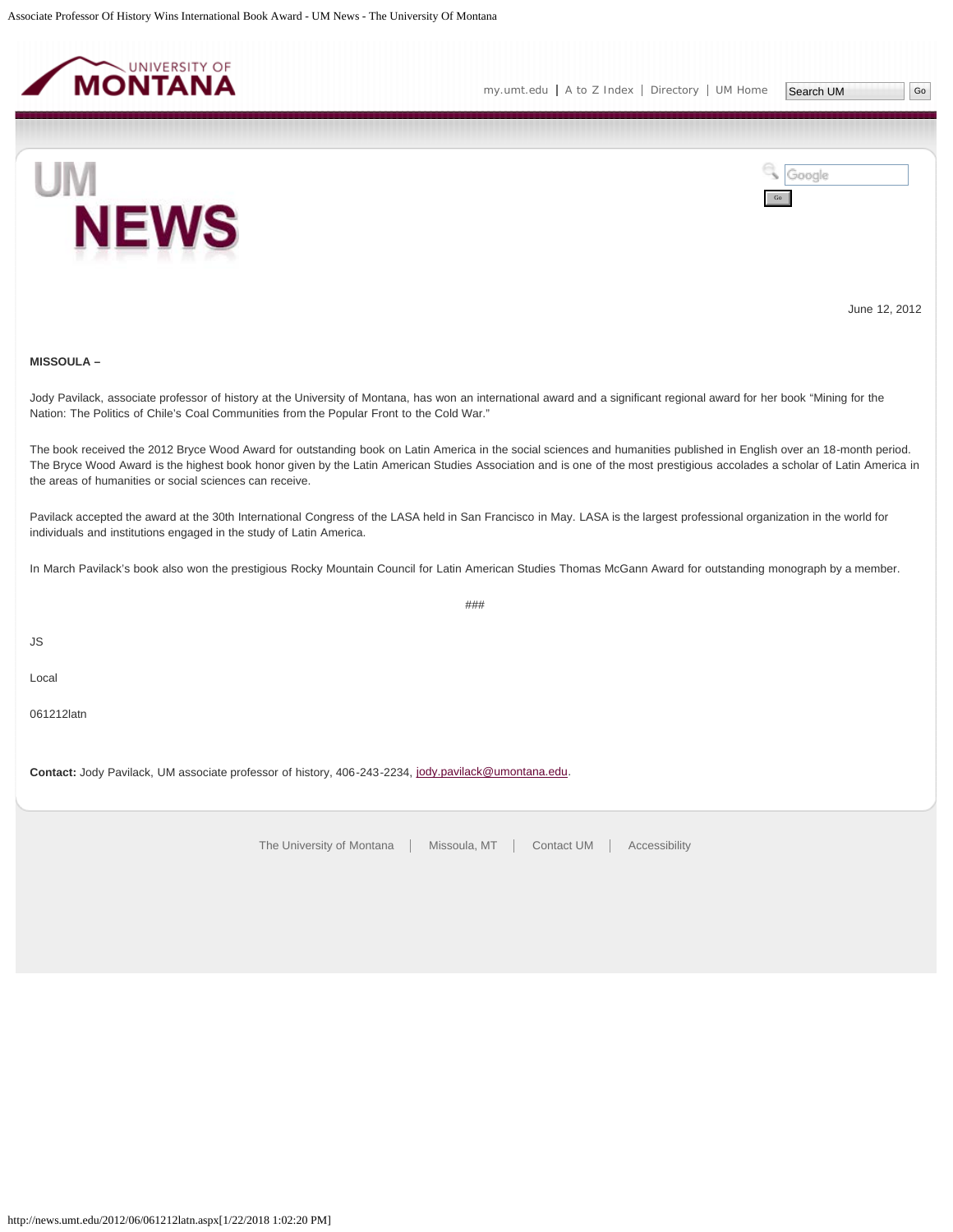June 12, 2012

**MISSOULA –**

Jody Pavilack, associate professor of history at the University of Montana, has won an international award and a significant regional award for her book "Mining for the Nation: The Politics of Chile's Coal Communities from the Popular Front to the Cold War."

The book received the 2012 Bryce Wood Award for outstanding book on Latin America in the social sciences and humanities published in English over an 18-month period. The Bryce Wood Award is the highest book honor given by the Latin American Studies Association and is one of the most prestigious accolades a scholar of Latin America in the areas of humanities or social sciences can receive.

Pavilack accepted the award at the 30th International Congress of the LASA held in San Francisco in May. LASA is the largest professional organization in the world for individuals and institutions engaged in the study of Latin America.

In March Pavilack's book also won the prestigious Rocky Mountain Council for Latin American Studies Thomas McGann Award for outstanding monograph by a member.

###

JS

Local

061212latn

**Contact:** Jody Pavilack, UM associate professor of history, 406-243-2234, jody.pavilack@umontana.edu.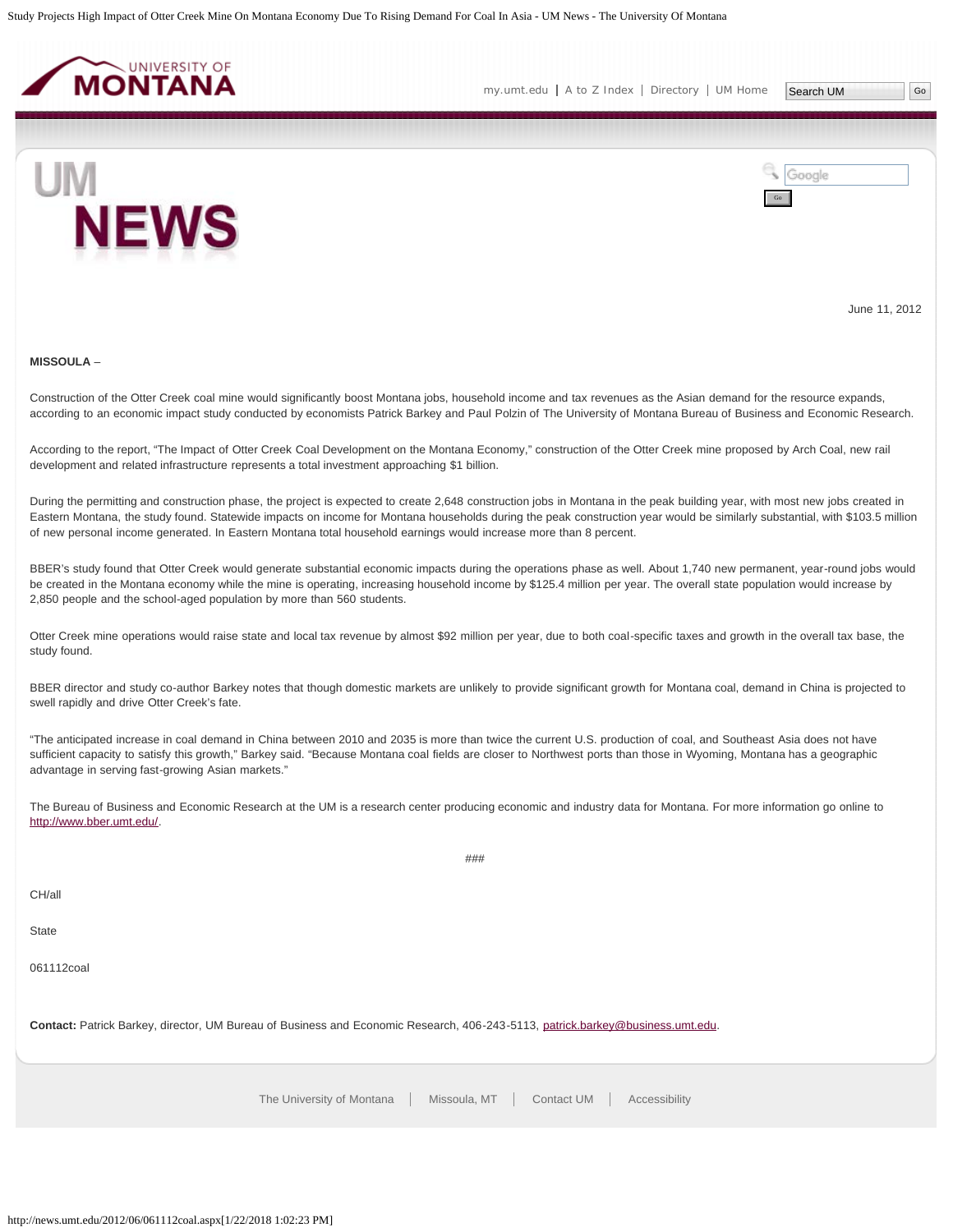June 11, 2012

**MISSOULA** –

Construction of the Otter Creek coal mine would significantly boost Montana jobs, household income and tax revenues as the Asian demand for the resource expands, according to an economic impact study conducted by economists Patrick Barkey and Paul Polzin of The University of Montana Bureau of Business and Economic Research.

According to the report, "The Impact of Otter Creek Coal Development on the Montana Economy," construction of the Otter Creek mine proposed by Arch Coal, new rail development and related infrastructure represents a total investment approaching $1 billion.

During the permitting and construction phase, the project is expected to create 2,648 construction jobs in Montana in the peak building year, with most new jobs created in Eastern Montana, the study found. Statewide impacts on income for Montana households during the peak construction year would be similarly substantial, with $103.5 million of new personal income generated. In Eastern Montana total household earnings would increase more than 8 percent.

BBER's study found that Otter Creek would generate substantial economic impacts during the operations phase as well. About 1,740 new permanent, year-round jobs would be created in the Montana economy while the mine is operating, increasing household income by $125.4 million per year. The overall state population would increase by 2,850 people and the school-aged population by more than 560 students.

Otter Creek mine operations would raise state and local tax revenue by almost $92 million per year, due to both coal-specific taxes and growth in the overall tax base, the study found.

BBER director and study co-author Barkey notes that though domestic markets are unlikely to provide significant growth for Montana coal, demand in China is projected to swell rapidly and drive Otter Creek's fate.

"The anticipated increase in coal demand in China between 2010 and 2035 is more than twice the current U.S. production of coal, and Southeast Asia does not have sufficient capacity to satisfy this growth," Barkey said. "Because Montana coal fields are closer to Northwest ports than those in Wyoming, Montana has a geographic advantage in serving fast-growing Asian markets."

The Bureau of Business and Economic Research at the UM is a research center producing economic and industry data for Montana. For more information go online to http://www.bber.umt.edu/.

###

CH/all

State

061112coal

**Contact:** Patrick Barkey, director, UM Bureau of Business and Economic Research, 406-243-5113, patrick.barkey@business.umt.edu.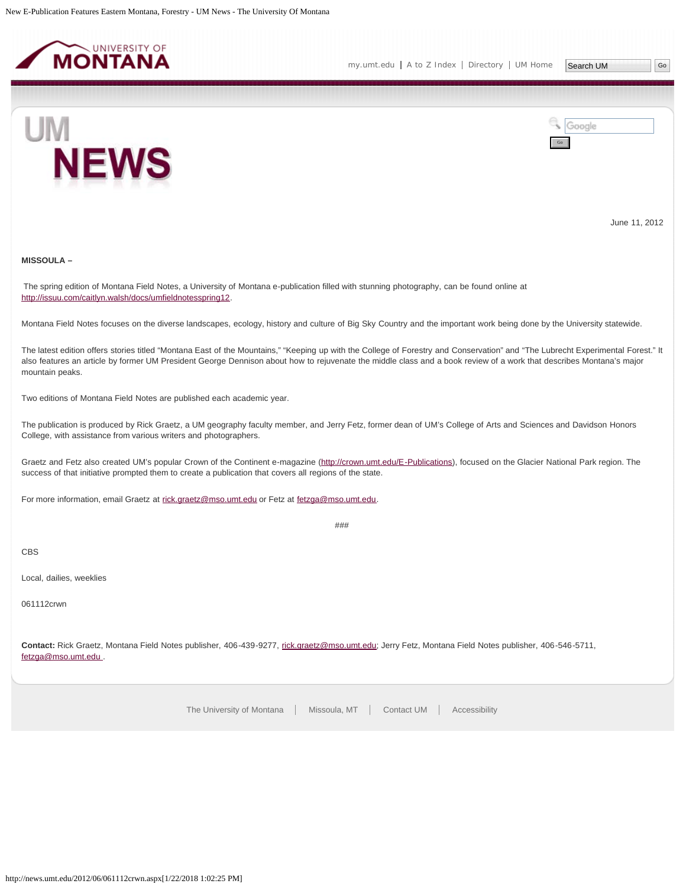June 11, 2012

**MISSOULA –**

The spring edition of Montana Field Notes, a University of Montana e-publication filled with stunning photography, can be found online at http://issuu.com/caitlyn.walsh/docs/umfieldnotesspring12.

Montana Field Notes focuses on the diverse landscapes, ecology, history and culture of Big Sky Country and the important work being done by the University statewide.

The latest edition offers stories titled "Montana East of the Mountains," "Keeping up with the College of Forestry and Conservation" and "The Lubrecht Experimental Forest." It also features an article by former UM President George Dennison about how to rejuvenate the middle class and a book review of a work that describes Montana's major mountain peaks.

Two editions of Montana Field Notes are published each academic year.

The publication is produced by Rick Graetz, a UM geography faculty member, and Jerry Fetz, former dean of UM's College of Arts and Sciences and Davidson Honors College, with assistance from various writers and photographers.

Graetz and Fetz also created UM's popular Crown of the Continent e-magazine (http://crown.umt.edu/E-Publications), focused on the Glacier National Park region. The success of that initiative prompted them to create a publication that covers all regions of the state.

For more information, email Graetz at rick.graetz@mso.umt.edu or Fetz at fetzga@mso.umt.edu.

###

CBS

Local, dailies, weeklies

061112crwn

**Contact:** Rick Graetz, Montana Field Notes publisher, 406-439-9277, rick.graetz@mso.umt.edu; Jerry Fetz, Montana Field Notes publisher, 406-546-5711, fetzga@mso.umt.edu .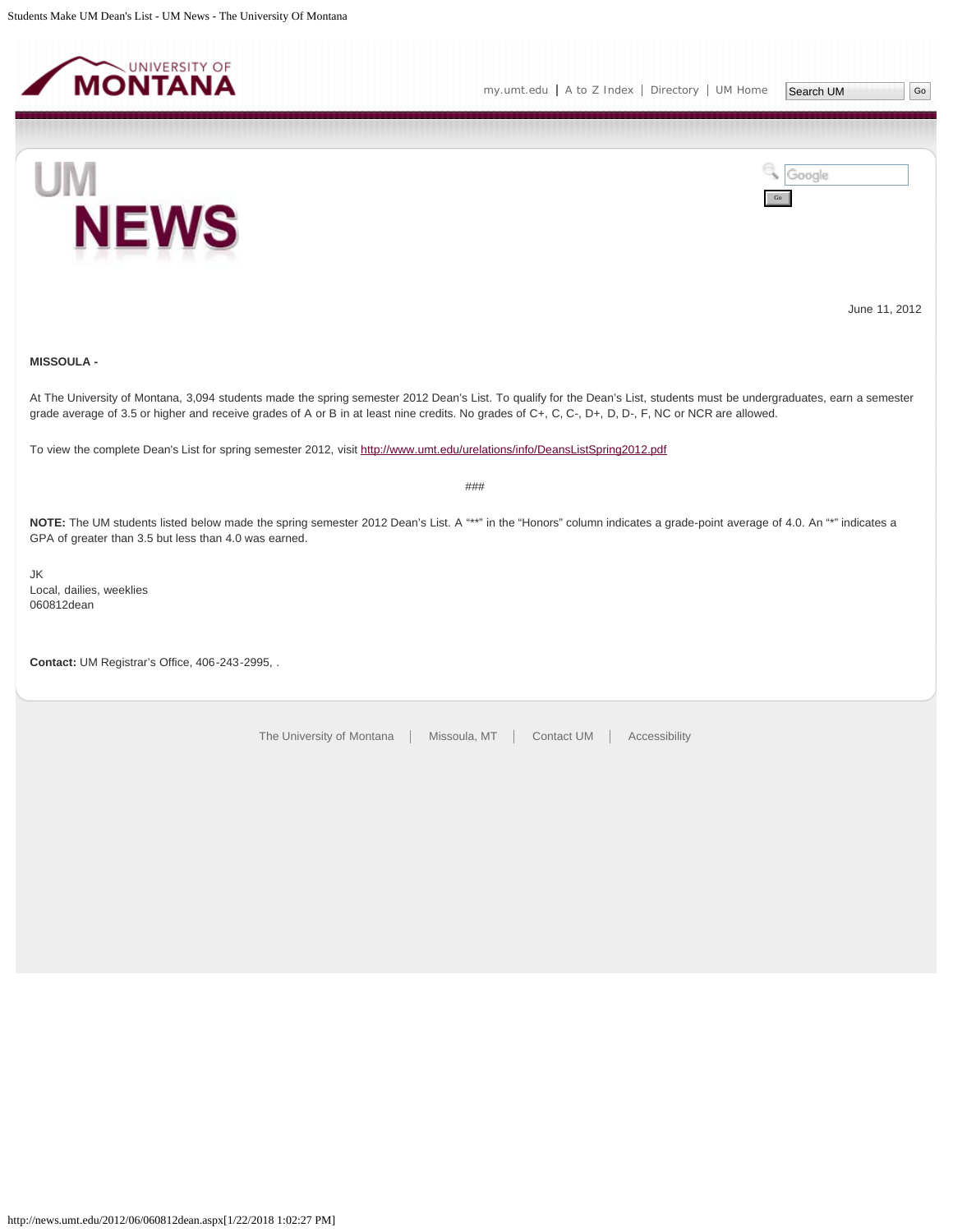June 11, 2012

**MISSOULA -**

At The University of Montana, 3,094 students made the spring semester 2012 Dean's List. To qualify for the Dean's List, students must be undergraduates, earn a semester grade average of 3.5 or higher and receive grades of A or B in at least nine credits. No grades of C+, C, C-, D+, D, D-, F, NC or NCR are allowed.

To view the complete Dean's List for spring semester 2012, visit [http://www.umt.edu/urelations/info/DeansListSpring2012.pdf](http://www.umt.edu/urelations/info/DeansListSpring2012.pdf)

###

**NOTE:** The UM students listed below made the spring semester 2012 Dean's List. A "**" in the "Honors" column indicates a grade-point average of 4.0. An "*" indicates a GPA of greater than 3.5 but less than 4.0 was earned.

JK
Local, dailies, weeklies
060812dean

**Contact:** UM Registrar's Office, 406-243-2995, .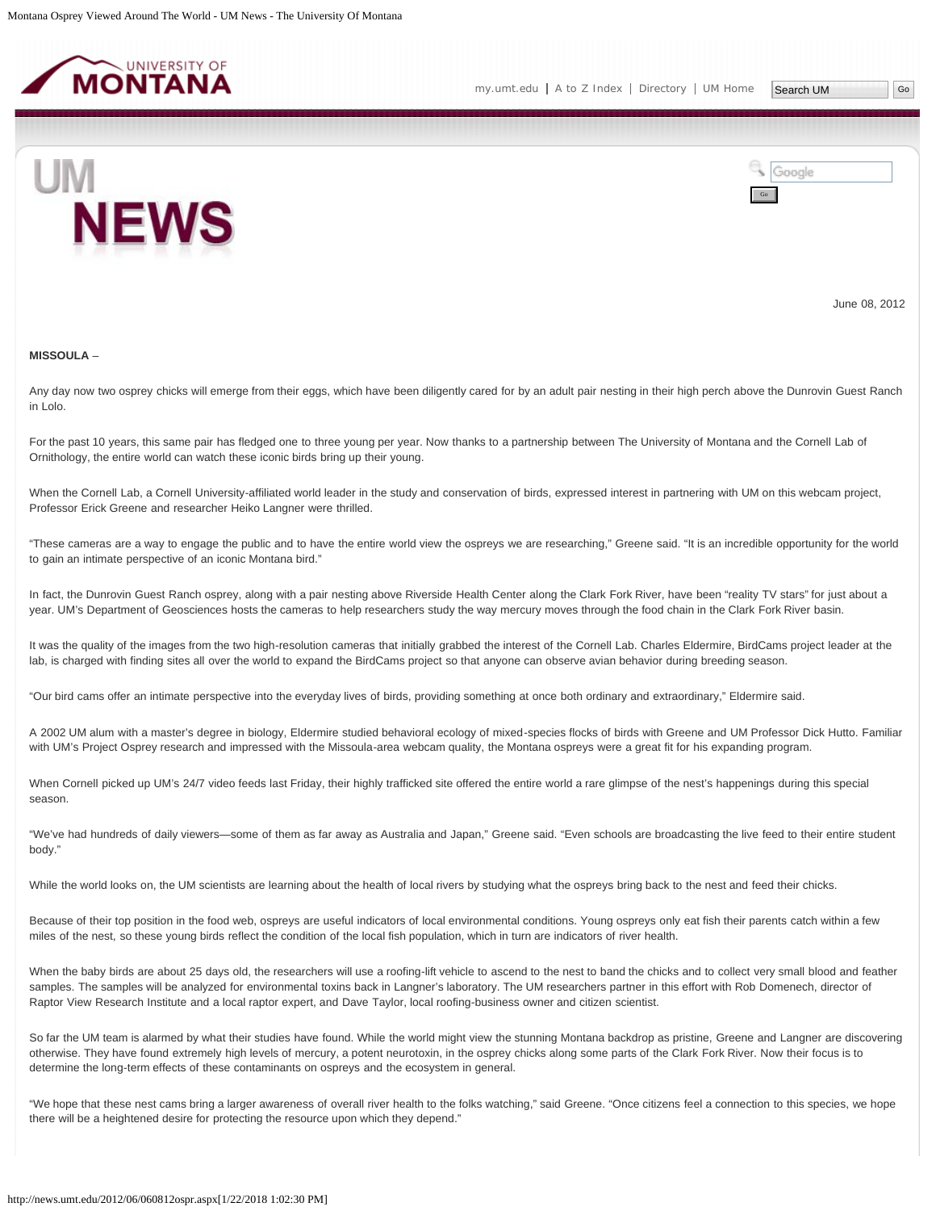June 08, 2012

**MISSOULA** –

Any day now two osprey chicks will emerge from their eggs, which have been diligently cared for by an adult pair nesting in their high perch above the Dunrovin Guest Ranch in Lolo.

For the past 10 years, this same pair has fledged one to three young per year. Now thanks to a partnership between The University of Montana and the Cornell Lab of Ornithology, the entire world can watch these iconic birds bring up their young.

When the Cornell Lab, a Cornell University-affiliated world leader in the study and conservation of birds, expressed interest in partnering with UM on this webcam project, Professor Erick Greene and researcher Heiko Langner were thrilled.

"These cameras are a way to engage the public and to have the entire world view the ospreys we are researching," Greene said. "It is an incredible opportunity for the world to gain an intimate perspective of an iconic Montana bird."

In fact, the Dunrovin Guest Ranch osprey, along with a pair nesting above Riverside Health Center along the Clark Fork River, have been "reality TV stars" for just about a year. UM's Department of Geosciences hosts the cameras to help researchers study the way mercury moves through the food chain in the Clark Fork River basin.

It was the quality of the images from the two high-resolution cameras that initially grabbed the interest of the Cornell Lab. Charles Eldermire, BirdCams project leader at the lab, is charged with finding sites all over the world to expand the BirdCams project so that anyone can observe avian behavior during breeding season.

"Our bird cams offer an intimate perspective into the everyday lives of birds, providing something at once both ordinary and extraordinary," Eldermire said.

A 2002 UM alum with a master's degree in biology, Eldermire studied behavioral ecology of mixed-species flocks of birds with Greene and UM Professor Dick Hutto. Familiar with UM's Project Osprey research and impressed with the Missoula-area webcam quality, the Montana ospreys were a great fit for his expanding program.

When Cornell picked up UM's 24/7 video feeds last Friday, their highly trafficked site offered the entire world a rare glimpse of the nest's happenings during this special season.

"We've had hundreds of daily viewers—some of them as far away as Australia and Japan," Greene said. "Even schools are broadcasting the live feed to their entire student body."

While the world looks on, the UM scientists are learning about the health of local rivers by studying what the ospreys bring back to the nest and feed their chicks.

Because of their top position in the food web, ospreys are useful indicators of local environmental conditions. Young ospreys only eat fish their parents catch within a few miles of the nest, so these young birds reflect the condition of the local fish population, which in turn are indicators of river health.

When the baby birds are about 25 days old, the researchers will use a roofing-lift vehicle to ascend to the nest to band the chicks and to collect very small blood and feather samples. The samples will be analyzed for environmental toxins back in Langner's laboratory. The UM researchers partner in this effort with Rob Domenech, director of Raptor View Research Institute and a local raptor expert, and Dave Taylor, local roofing-business owner and citizen scientist.

So far the UM team is alarmed by what their studies have found. While the world might view the stunning Montana backdrop as pristine, Greene and Langner are discovering otherwise. They have found extremely high levels of mercury, a potent neurotoxin, in the osprey chicks along some parts of the Clark Fork River. Now their focus is to determine the long-term effects of these contaminants on ospreys and the ecosystem in general.

"We hope that these nest cams bring a larger awareness of overall river health to the folks watching," said Greene. "Once citizens feel a connection to this species, we hope there will be a heightened desire for protecting the resource upon which they depend."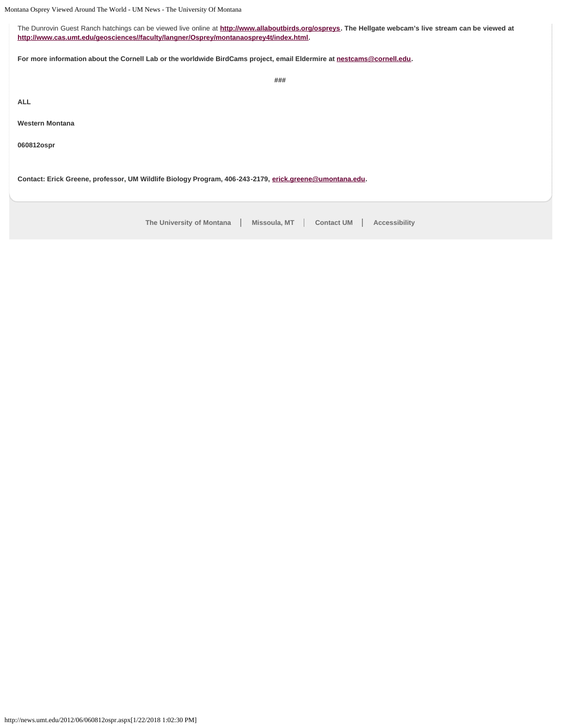The Dunrovin Guest Ranch hatchings can be viewed live online at **[http://www.allaboutbirds.org/ospreys](http://www.allaboutbirds.org/ospreys). The Hellgate webcam's live stream can be viewed at [http://www.cas.umt.edu/geosciences//faculty/langner/Osprey/montanaosprey4t/index.html](http://www.cas.umt.edu/geosciences//faculty/langner/Osprey/montanaosprey4t/index.html).**

**For more information about the Cornell Lab or the worldwide BirdCams project, email Eldermire at [nestcams@cornell.edu](mailto:nestcams@cornell.edu).**

**###**

**ALL**

**Western Montana**

**060812ospr**

**Contact: Erick Greene, professor, UM Wildlife Biology Program, 406-243-2179, [erick.greene@umontana.edu](mailto:erick.greene@umontana.edu).**

The University of Montana | Missoula, MT | Contact UM | Accessibility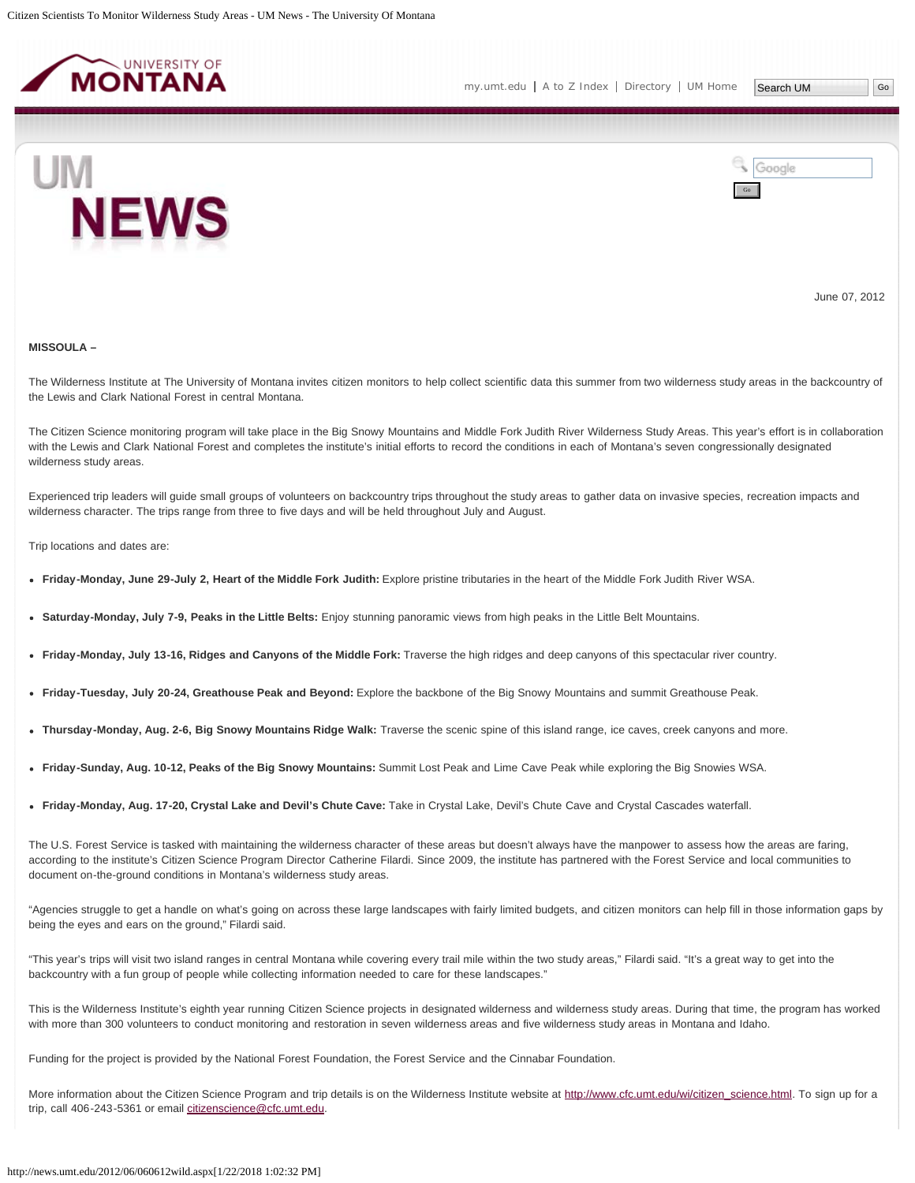June 07, 2012

**MISSOULA –**

The Wilderness Institute at The University of Montana invites citizen monitors to help collect scientific data this summer from two wilderness study areas in the backcountry of the Lewis and Clark National Forest in central Montana.

The Citizen Science monitoring program will take place in the Big Snowy Mountains and Middle Fork Judith River Wilderness Study Areas. This year's effort is in collaboration with the Lewis and Clark National Forest and completes the institute's initial efforts to record the conditions in each of Montana's seven congressionally designated wilderness study areas.

Experienced trip leaders will guide small groups of volunteers on backcountry trips throughout the study areas to gather data on invasive species, recreation impacts and wilderness character. The trips range from three to five days and will be held throughout July and August.

Trip locations and dates are:

- **Friday-Monday, June 29-July 2, Heart of the Middle Fork Judith:** Explore pristine tributaries in the heart of the Middle Fork Judith River WSA.
- **Saturday-Monday, July 7-9, Peaks in the Little Belts:** Enjoy stunning panoramic views from high peaks in the Little Belt Mountains.
- **Friday-Monday, July 13-16, Ridges and Canyons of the Middle Fork:** Traverse the high ridges and deep canyons of this spectacular river country.
- **Friday-Tuesday, July 20-24, Greathouse Peak and Beyond:** Explore the backbone of the Big Snowy Mountains and summit Greathouse Peak.
- **Thursday-Monday, Aug. 2-6, Big Snowy Mountains Ridge Walk:** Traverse the scenic spine of this island range, ice caves, creek canyons and more.
- **Friday-Sunday, Aug. 10-12, Peaks of the Big Snowy Mountains:** Summit Lost Peak and Lime Cave Peak while exploring the Big Snowies WSA.
- **Friday-Monday, Aug. 17-20, Crystal Lake and Devil's Chute Cave:** Take in Crystal Lake, Devil's Chute Cave and Crystal Cascades waterfall.

The U.S. Forest Service is tasked with maintaining the wilderness character of these areas but doesn't always have the manpower to assess how the areas are faring, according to the institute's Citizen Science Program Director Catherine Filardi. Since 2009, the institute has partnered with the Forest Service and local communities to document on-the-ground conditions in Montana's wilderness study areas.

"Agencies struggle to get a handle on what's going on across these large landscapes with fairly limited budgets, and citizen monitors can help fill in those information gaps by being the eyes and ears on the ground," Filardi said.

"This year's trips will visit two island ranges in central Montana while covering every trail mile within the two study areas," Filardi said. "It's a great way to get into the backcountry with a fun group of people while collecting information needed to care for these landscapes."

This is the Wilderness Institute's eighth year running Citizen Science projects in designated wilderness and wilderness study areas. During that time, the program has worked with more than 300 volunteers to conduct monitoring and restoration in seven wilderness areas and five wilderness study areas in Montana and Idaho.

Funding for the project is provided by the National Forest Foundation, the Forest Service and the Cinnabar Foundation.

More information about the Citizen Science Program and trip details is on the Wilderness Institute website at http://www.cfc.umt.edu/wi/citizen_science.html. To sign up for a trip, call 406-243-5361 or email citizenscience@cfc.umt.edu.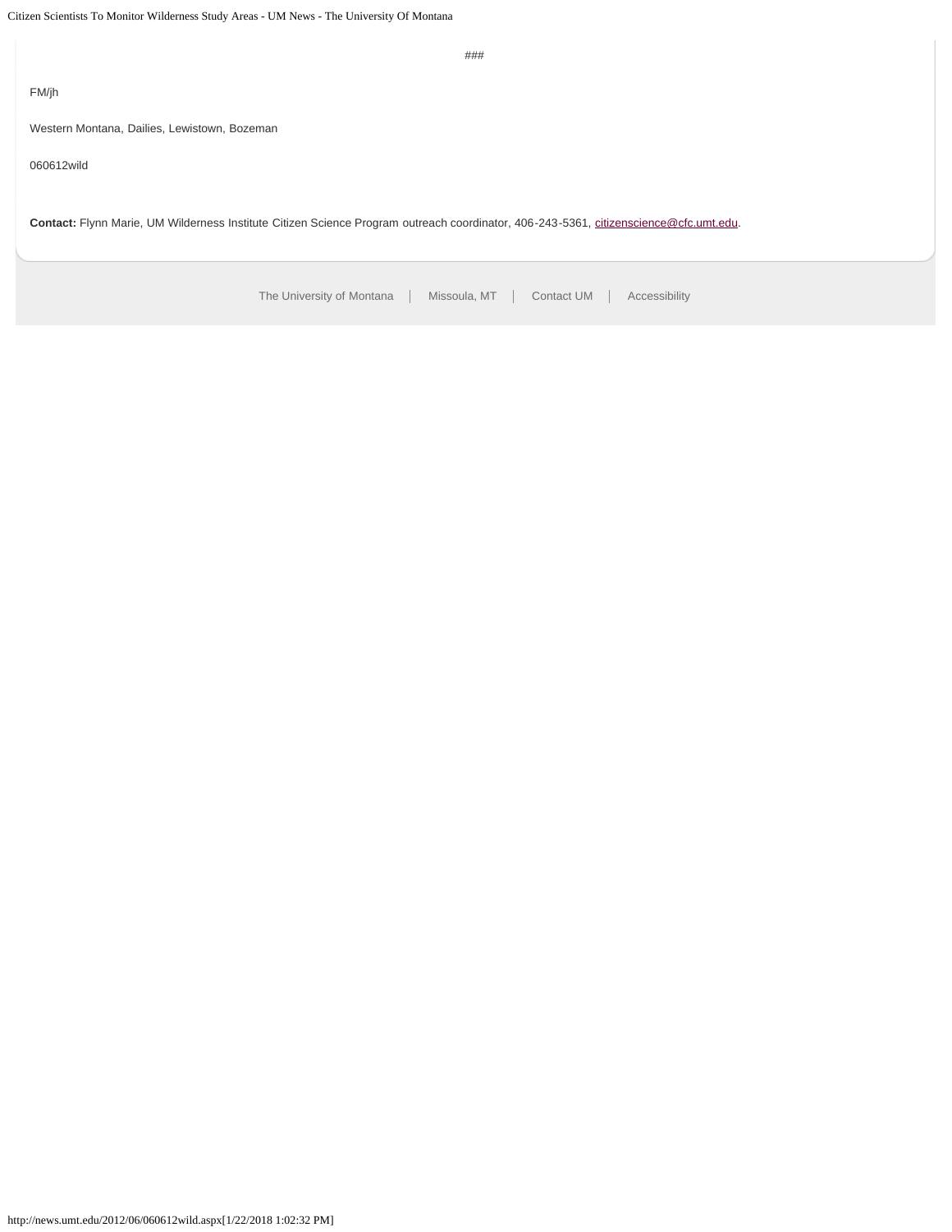###

FM/jh

Western Montana, Dailies, Lewistown, Bozeman

060612wild

**Contact:** Flynn Marie, UM Wilderness Institute Citizen Science Program outreach coordinator, 406-243-5361, citizenscience@cfc.umt.edu.

The University of Montana | Missoula, MT | Contact UM | Accessibility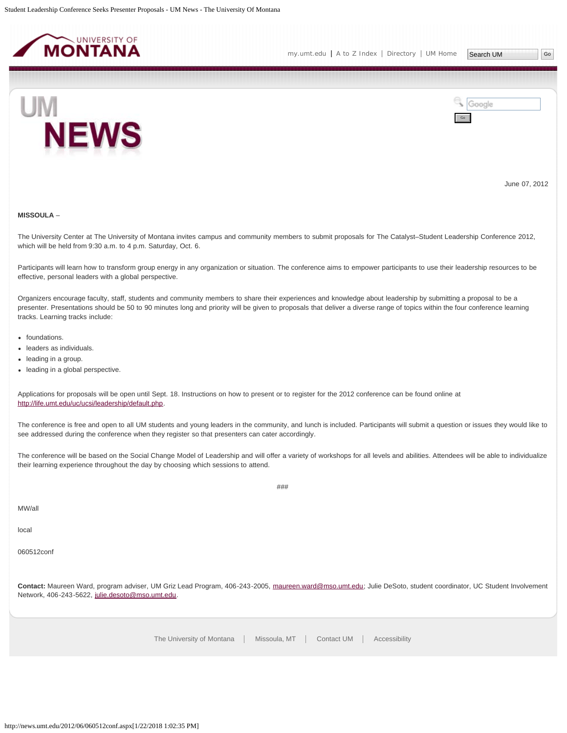June 07, 2012

**MISSOULA** –

The University Center at The University of Montana invites campus and community members to submit proposals for The Catalyst–Student Leadership Conference 2012, which will be held from 9:30 a.m. to 4 p.m. Saturday, Oct. 6.

Participants will learn how to transform group energy in any organization or situation. The conference aims to empower participants to use their leadership resources to be effective, personal leaders with a global perspective.

Organizers encourage faculty, staff, students and community members to share their experiences and knowledge about leadership by submitting a proposal to be a presenter. Presentations should be 50 to 90 minutes long and priority will be given to proposals that deliver a diverse range of topics within the four conference learning tracks. Learning tracks include:

- foundations.
- leaders as individuals.
- leading in a group.
- leading in a global perspective.

Applications for proposals will be open until Sept. 18. Instructions on how to present or to register for the 2012 conference can be found online at http://life.umt.edu/uc/ucsi/leadership/default.php.

The conference is free and open to all UM students and young leaders in the community, and lunch is included. Participants will submit a question or issues they would like to see addressed during the conference when they register so that presenters can cater accordingly.

The conference will be based on the Social Change Model of Leadership and will offer a variety of workshops for all levels and abilities. Attendees will be able to individualize their learning experience throughout the day by choosing which sessions to attend.

###

MW/all

local

060512conf

**Contact:** Maureen Ward, program adviser, UM Griz Lead Program, 406-243-2005, maureen.ward@mso.umt.edu; Julie DeSoto, student coordinator, UC Student Involvement Network, 406-243-5622, julie.desoto@mso.umt.edu.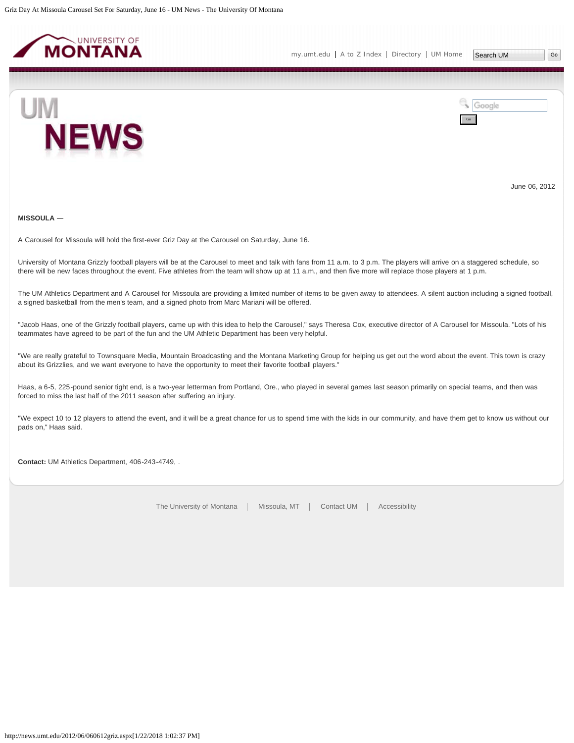June 06, 2012

**MISSOULA** —

A Carousel for Missoula will hold the first-ever Griz Day at the Carousel on Saturday, June 16.

University of Montana Grizzly football players will be at the Carousel to meet and talk with fans from 11 a.m. to 3 p.m. The players will arrive on a staggered schedule, so there will be new faces throughout the event. Five athletes from the team will show up at 11 a.m., and then five more will replace those players at 1 p.m.

The UM Athletics Department and A Carousel for Missoula are providing a limited number of items to be given away to attendees. A silent auction including a signed football, a signed basketball from the men's team, and a signed photo from Marc Mariani will be offered.

"Jacob Haas, one of the Grizzly football players, came up with this idea to help the Carousel," says Theresa Cox, executive director of A Carousel for Missoula. "Lots of his teammates have agreed to be part of the fun and the UM Athletic Department has been very helpful.

"We are really grateful to Townsquare Media, Mountain Broadcasting and the Montana Marketing Group for helping us get out the word about the event. This town is crazy about its Grizzlies, and we want everyone to have the opportunity to meet their favorite football players."

Haas, a 6-5, 225-pound senior tight end, is a two-year letterman from Portland, Ore., who played in several games last season primarily on special teams, and then was forced to miss the last half of the 2011 season after suffering an injury.

"We expect 10 to 12 players to attend the event, and it will be a great chance for us to spend time with the kids in our community, and have them get to know us without our pads on," Haas said.

**Contact:** UM Athletics Department, 406-243-4749, .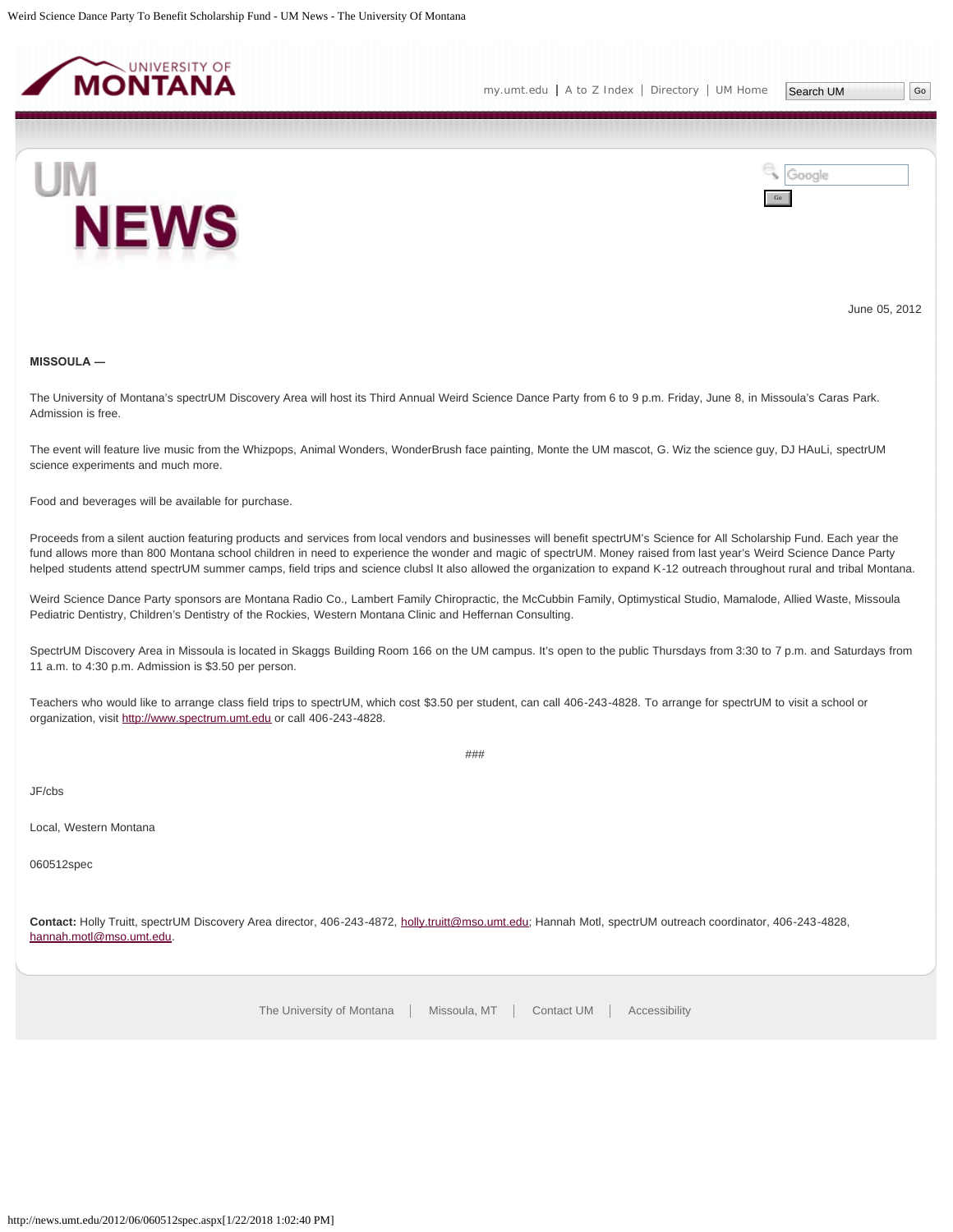June 05, 2012

**MISSOULA —**

The University of Montana's spectrUM Discovery Area will host its Third Annual Weird Science Dance Party from 6 to 9 p.m. Friday, June 8, in Missoula's Caras Park. Admission is free.

The event will feature live music from the Whizpops, Animal Wonders, WonderBrush face painting, Monte the UM mascot, G. Wiz the science guy, DJ HAuLi, spectrUM science experiments and much more.

Food and beverages will be available for purchase.

Proceeds from a silent auction featuring products and services from local vendors and businesses will benefit spectrUM's Science for All Scholarship Fund. Each year the fund allows more than 800 Montana school children in need to experience the wonder and magic of spectrUM. Money raised from last year's Weird Science Dance Party helped students attend spectrUM summer camps, field trips and science clubsl It also allowed the organization to expand K-12 outreach throughout rural and tribal Montana.

Weird Science Dance Party sponsors are Montana Radio Co., Lambert Family Chiropractic, the McCubbin Family, Optimystical Studio, Mamalode, Allied Waste, Missoula Pediatric Dentistry, Children's Dentistry of the Rockies, Western Montana Clinic and Heffernan Consulting.

SpectrUM Discovery Area in Missoula is located in Skaggs Building Room 166 on the UM campus. It's open to the public Thursdays from 3:30 to 7 p.m. and Saturdays from 11 a.m. to 4:30 p.m. Admission is $3.50 per person.

Teachers who would like to arrange class field trips to spectrUM, which cost $3.50 per student, can call 406-243-4828. To arrange for spectrUM to visit a school or organization, visit http://www.spectrum.umt.edu or call 406-243-4828.

###

JF/cbs

Local, Western Montana

060512spec

**Contact:** Holly Truitt, spectrUM Discovery Area director, 406-243-4872, holly.truitt@mso.umt.edu; Hannah Motl, spectrUM outreach coordinator, 406-243-4828, hannah.motl@mso.umt.edu.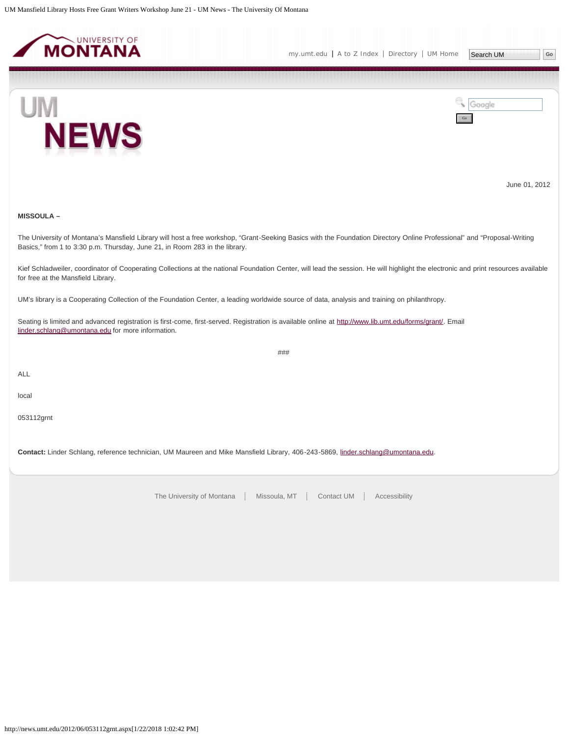June 01, 2012

**MISSOULA –**

The University of Montana's Mansfield Library will host a free workshop, "Grant-Seeking Basics with the Foundation Directory Online Professional" and "Proposal-Writing Basics," from 1 to 3:30 p.m. Thursday, June 21, in Room 283 in the library.

Kief Schladweiler, coordinator of Cooperating Collections at the national Foundation Center, will lead the session. He will highlight the electronic and print resources available for free at the Mansfield Library.

UM's library is a Cooperating Collection of the Foundation Center, a leading worldwide source of data, analysis and training on philanthropy.

Seating is limited and advanced registration is first-come, first-served. Registration is available online at http://www.lib.umt.edu/forms/grant/. Email linder.schlang@umontana.edu for more information.

###

ALL

local

053112grnt

**Contact:** Linder Schlang, reference technician, UM Maureen and Mike Mansfield Library, 406-243-5869, linder.schlang@umontana.edu.